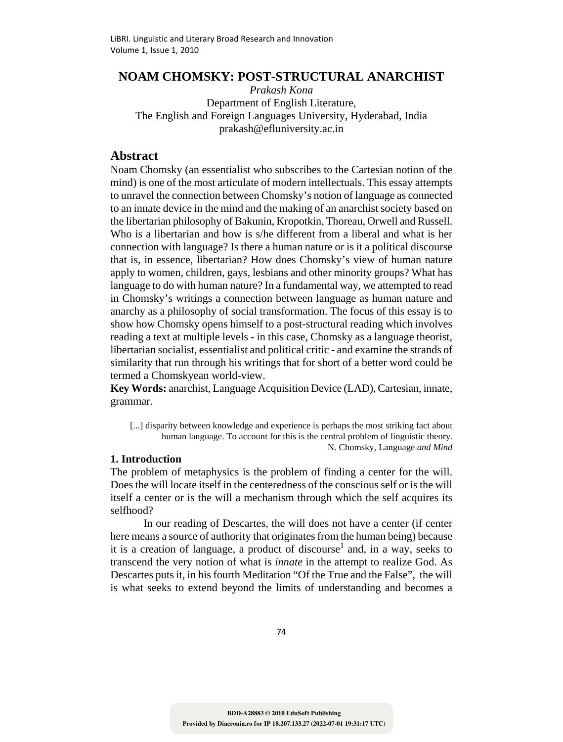# NOAM CHOMSKY: POST-STRUCTURAL ANARCHIST

*Prakash Kona*
Department of English Literature,
The English and Foreign Languages University, Hyderabad, India
prakash@efluniversity.ac.in

## Abstract

Noam Chomsky (an essentialist who subscribes to the Cartesian notion of the mind) is one of the most articulate of modern intellectuals. This essay attempts to unravel the connection between Chomsky's notion of language as connected to an innate device in the mind and the making of an anarchist society based on the libertarian philosophy of Bakunin, Kropotkin, Thoreau, Orwell and Russell. Who is a libertarian and how is s/he different from a liberal and what is her connection with language? Is there a human nature or is it a political discourse that is, in essence, libertarian? How does Chomsky's view of human nature apply to women, children, gays, lesbians and other minority groups? What has language to do with human nature? In a fundamental way, we attempted to read in Chomsky's writings a connection between language as human nature and anarchy as a philosophy of social transformation. The focus of this essay is to show how Chomsky opens himself to a post-structural reading which involves reading a text at multiple levels - in this case, Chomsky as a language theorist, libertarian socialist, essentialist and political critic - and examine the strands of similarity that run through his writings that for short of a better word could be termed a Chomskyean world-view.

**Key Words:** anarchist, Language Acquisition Device (LAD), Cartesian, innate, grammar.

> [...] disparity between knowledge and experience is perhaps the most striking fact about human language. To account for this is the central problem of linguistic theory.
>
> N. Chomsky, Language *and Mind*

### 1. Introduction

The problem of metaphysics is the problem of finding a center for the will. Does the will locate itself in the centeredness of the conscious self or is the will itself a center or is the will a mechanism through which the self acquires its selfhood?

In our reading of Descartes, the will does not have a center (if center here means a source of authority that originates from the human being) because it is a creation of language, a product of discourse[1] and, in a way, seeks to transcend the very notion of what is *innate* in the attempt to realize God. As Descartes puts it, in his fourth Meditation "Of the True and the False", the will is what seeks to extend beyond the limits of understanding and becomes a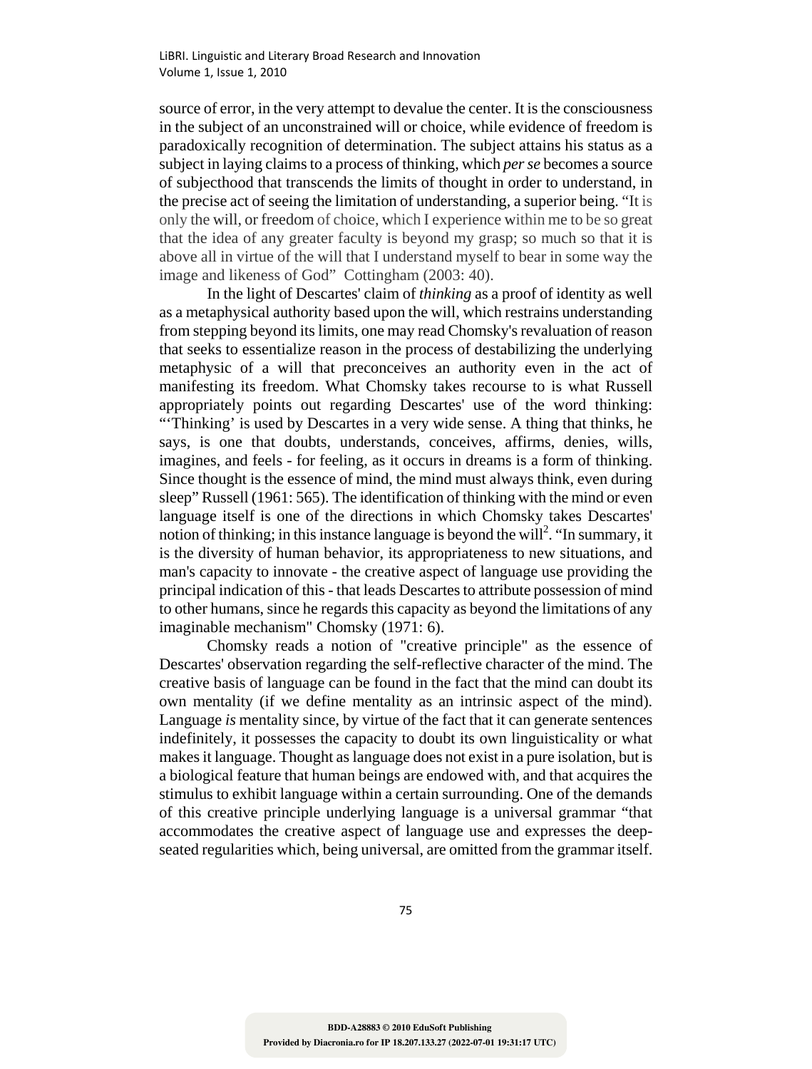source of error, in the very attempt to devalue the center. It is the consciousness in the subject of an unconstrained will or choice, while evidence of freedom is paradoxically recognition of determination. The subject attains his status as a subject in laying claims to a process of thinking, which *per se* becomes a source of subjecthood that transcends the limits of thought in order to understand, in the precise act of seeing the limitation of understanding, a superior being. "It is only the will, or freedom of choice, which I experience within me to be so great that the idea of any greater faculty is beyond my grasp; so much so that it is above all in virtue of the will that I understand myself to bear in some way the image and likeness of God" Cottingham (2003: 40).

In the light of Descartes' claim of *thinking* as a proof of identity as well as a metaphysical authority based upon the will, which restrains understanding from stepping beyond its limits, one may read Chomsky's revaluation of reason that seeks to essentialize reason in the process of destabilizing the underlying metaphysic of a will that preconceives an authority even in the act of manifesting its freedom. What Chomsky takes recourse to is what Russell appropriately points out regarding Descartes' use of the word thinking: "'Thinking' is used by Descartes in a very wide sense. A thing that thinks, he says, is one that doubts, understands, conceives, affirms, denies, wills, imagines, and feels - for feeling, as it occurs in dreams is a form of thinking. Since thought is the essence of mind, the mind must always think, even during sleep" Russell (1961: 565). The identification of thinking with the mind or even language itself is one of the directions in which Chomsky takes Descartes' notion of thinking; in this instance language is beyond the will[2]. "In summary, it is the diversity of human behavior, its appropriateness to new situations, and man's capacity to innovate - the creative aspect of language use providing the principal indication of this - that leads Descartes to attribute possession of mind to other humans, since he regards this capacity as beyond the limitations of any imaginable mechanism" Chomsky (1971: 6).

Chomsky reads a notion of "creative principle" as the essence of Descartes' observation regarding the self-reflective character of the mind. The creative basis of language can be found in the fact that the mind can doubt its own mentality (if we define mentality as an intrinsic aspect of the mind). Language *is* mentality since, by virtue of the fact that it can generate sentences indefinitely, it possesses the capacity to doubt its own linguisticality or what makes it language. Thought as language does not exist in a pure isolation, but is a biological feature that human beings are endowed with, and that acquires the stimulus to exhibit language within a certain surrounding. One of the demands of this creative principle underlying language is a universal grammar "that accommodates the creative aspect of language use and expresses the deep-seated regularities which, being universal, are omitted from the grammar itself.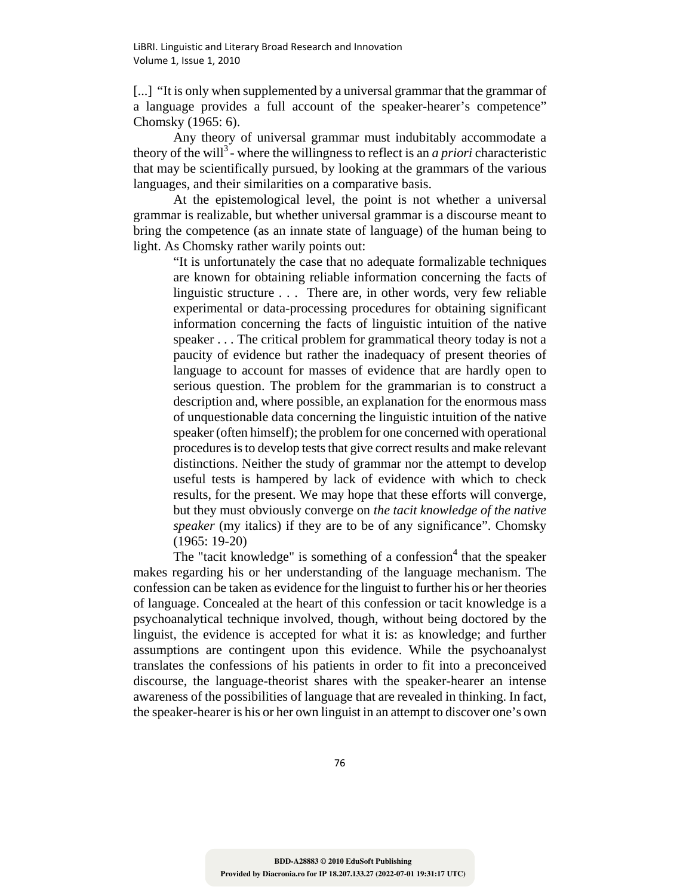[...] “It is only when supplemented by a universal grammar that the grammar of a language provides a full account of the speaker-hearer’s competence” Chomsky (1965: 6).

Any theory of universal grammar must indubitably accommodate a theory of the will[3] - where the willingness to reflect is an *a priori* characteristic that may be scientifically pursued, by looking at the grammars of the various languages, and their similarities on a comparative basis.

At the epistemological level, the point is not whether a universal grammar is realizable, but whether universal grammar is a discourse meant to bring the competence (as an innate state of language) of the human being to light. As Chomsky rather warily points out:

> “It is unfortunately the case that no adequate formalizable techniques are known for obtaining reliable information concerning the facts of linguistic structure . . . There are, in other words, very few reliable experimental or data-processing procedures for obtaining significant information concerning the facts of linguistic intuition of the native speaker . . . The critical problem for grammatical theory today is not a paucity of evidence but rather the inadequacy of present theories of language to account for masses of evidence that are hardly open to serious question. The problem for the grammarian is to construct a description and, where possible, an explanation for the enormous mass of unquestionable data concerning the linguistic intuition of the native speaker (often himself); the problem for one concerned with operational procedures is to develop tests that give correct results and make relevant distinctions. Neither the study of grammar nor the attempt to develop useful tests is hampered by lack of evidence with which to check results, for the present. We may hope that these efforts will converge, but they must obviously converge on *the tacit knowledge of the native speaker* (my italics) if they are to be of any significance”. Chomsky (1965: 19-20)

The "tacit knowledge" is something of a confession[4] that the speaker makes regarding his or her understanding of the language mechanism. The confession can be taken as evidence for the linguist to further his or her theories of language. Concealed at the heart of this confession or tacit knowledge is a psychoanalytical technique involved, though, without being doctored by the linguist, the evidence is accepted for what it is: as knowledge; and further assumptions are contingent upon this evidence. While the psychoanalyst translates the confessions of his patients in order to fit into a preconceived discourse, the language-theorist shares with the speaker-hearer an intense awareness of the possibilities of language that are revealed in thinking. In fact, the speaker-hearer is his or her own linguist in an attempt to discover one’s own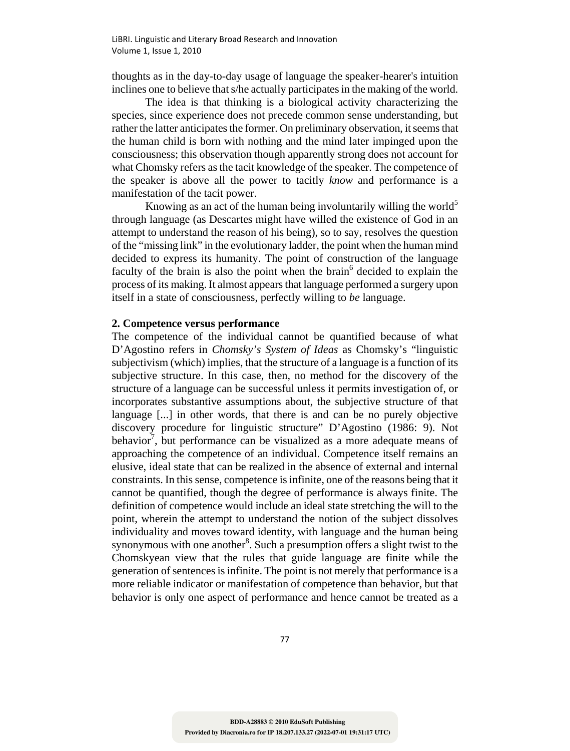thoughts as in the day-to-day usage of language the speaker-hearer's intuition inclines one to believe that s/he actually participates in the making of the world.

The idea is that thinking is a biological activity characterizing the species, since experience does not precede common sense understanding, but rather the latter anticipates the former. On preliminary observation, it seems that the human child is born with nothing and the mind later impinged upon the consciousness; this observation though apparently strong does not account for what Chomsky refers as the tacit knowledge of the speaker. The competence of the speaker is above all the power to tacitly *know* and performance is a manifestation of the tacit power.

Knowing as an act of the human being involuntarily willing the world[5] through language (as Descartes might have willed the existence of God in an attempt to understand the reason of his being), so to say, resolves the question of the "missing link" in the evolutionary ladder, the point when the human mind decided to express its humanity. The point of construction of the language faculty of the brain is also the point when the brain[6] decided to explain the process of its making. It almost appears that language performed a surgery upon itself in a state of consciousness, perfectly willing to *be* language.

## 2. Competence versus performance

The competence of the individual cannot be quantified because of what D'Agostino refers in *Chomsky's System of Ideas* as Chomsky's "linguistic subjectivism (which) implies, that the structure of a language is a function of its subjective structure. In this case, then, no method for the discovery of the structure of a language can be successful unless it permits investigation of, or incorporates substantive assumptions about, the subjective structure of that language [...] in other words, that there is and can be no purely objective discovery procedure for linguistic structure" D'Agostino (1986: 9). Not behavior[7], but performance can be visualized as a more adequate means of approaching the competence of an individual. Competence itself remains an elusive, ideal state that can be realized in the absence of external and internal constraints. In this sense, competence is infinite, one of the reasons being that it cannot be quantified, though the degree of performance is always finite. The definition of competence would include an ideal state stretching the will to the point, wherein the attempt to understand the notion of the subject dissolves individuality and moves toward identity, with language and the human being synonymous with one another[8]. Such a presumption offers a slight twist to the Chomskyean view that the rules that guide language are finite while the generation of sentences is infinite. The point is not merely that performance is a more reliable indicator or manifestation of competence than behavior, but that behavior is only one aspect of performance and hence cannot be treated as a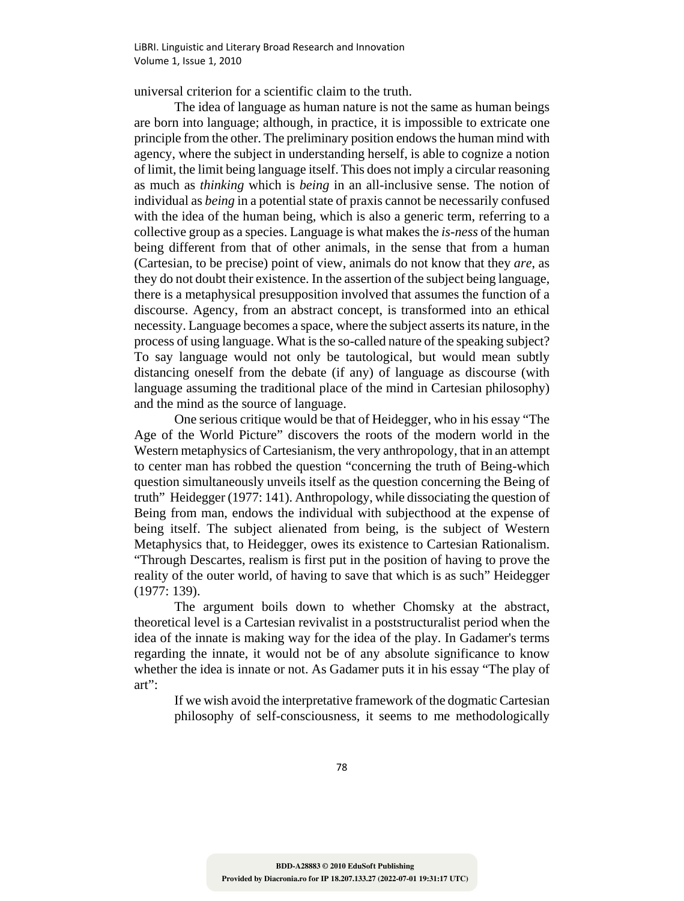universal criterion for a scientific claim to the truth.

The idea of language as human nature is not the same as human beings are born into language; although, in practice, it is impossible to extricate one principle from the other. The preliminary position endows the human mind with agency, where the subject in understanding herself, is able to cognize a notion of limit, the limit being language itself. This does not imply a circular reasoning as much as *thinking* which is *being* in an all-inclusive sense. The notion of individual as *being* in a potential state of praxis cannot be necessarily confused with the idea of the human being, which is also a generic term, referring to a collective group as a species. Language is what makes the *is-ness* of the human being different from that of other animals, in the sense that from a human (Cartesian, to be precise) point of view, animals do not know that they *are*, as they do not doubt their existence. In the assertion of the subject being language, there is a metaphysical presupposition involved that assumes the function of a discourse. Agency, from an abstract concept, is transformed into an ethical necessity. Language becomes a space, where the subject asserts its nature, in the process of using language. What is the so-called nature of the speaking subject? To say language would not only be tautological, but would mean subtly distancing oneself from the debate (if any) of language as discourse (with language assuming the traditional place of the mind in Cartesian philosophy) and the mind as the source of language.

One serious critique would be that of Heidegger, who in his essay "The Age of the World Picture" discovers the roots of the modern world in the Western metaphysics of Cartesianism, the very anthropology, that in an attempt to center man has robbed the question "concerning the truth of Being-which question simultaneously unveils itself as the question concerning the Being of truth" Heidegger (1977: 141). Anthropology, while dissociating the question of Being from man, endows the individual with subjecthood at the expense of being itself. The subject alienated from being, is the subject of Western Metaphysics that, to Heidegger, owes its existence to Cartesian Rationalism. "Through Descartes, realism is first put in the position of having to prove the reality of the outer world, of having to save that which is as such" Heidegger (1977: 139).

The argument boils down to whether Chomsky at the abstract, theoretical level is a Cartesian revivalist in a poststructuralist period when the idea of the innate is making way for the idea of the play. In Gadamer's terms regarding the innate, it would not be of any absolute significance to know whether the idea is innate or not. As Gadamer puts it in his essay "The play of art":

> If we wish avoid the interpretative framework of the dogmatic Cartesian philosophy of self-consciousness, it seems to me methodologically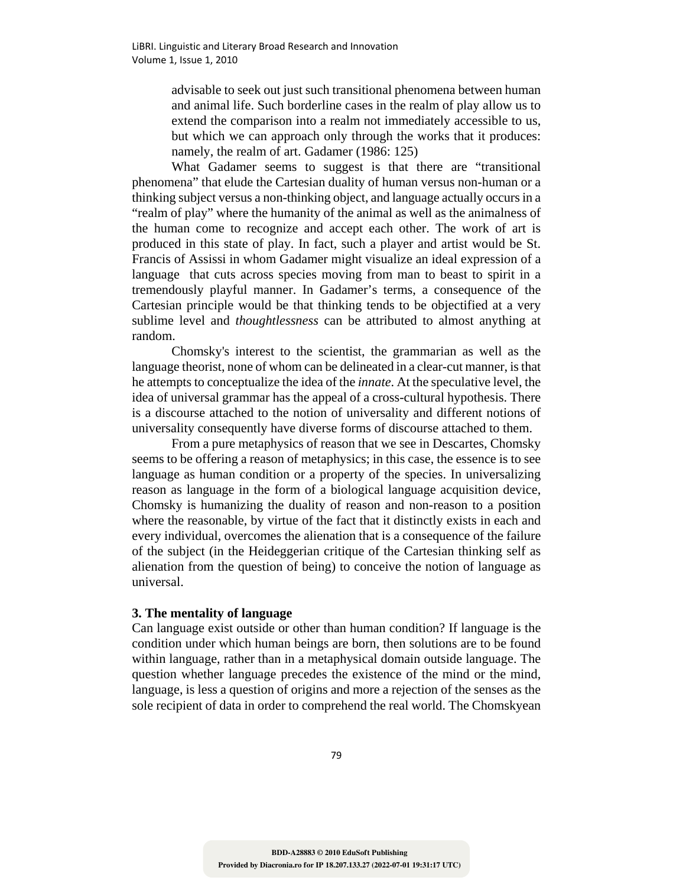> advisable to seek out just such transitional phenomena between human and animal life. Such borderline cases in the realm of play allow us to extend the comparison into a realm not immediately accessible to us, but which we can approach only through the works that it produces: namely, the realm of art. Gadamer (1986: 125)

What Gadamer seems to suggest is that there are "transitional phenomena" that elude the Cartesian duality of human versus non-human or a thinking subject versus a non-thinking object, and language actually occurs in a "realm of play" where the humanity of the animal as well as the animalness of the human come to recognize and accept each other. The work of art is produced in this state of play. In fact, such a player and artist would be St. Francis of Assissi in whom Gadamer might visualize an ideal expression of a language that cuts across species moving from man to beast to spirit in a tremendously playful manner. In Gadamer's terms, a consequence of the Cartesian principle would be that thinking tends to be objectified at a very sublime level and *thoughtlessness* can be attributed to almost anything at random.

Chomsky's interest to the scientist, the grammarian as well as the language theorist, none of whom can be delineated in a clear-cut manner, is that he attempts to conceptualize the idea of the *innate*. At the speculative level, the idea of universal grammar has the appeal of a cross-cultural hypothesis. There is a discourse attached to the notion of universality and different notions of universality consequently have diverse forms of discourse attached to them.

From a pure metaphysics of reason that we see in Descartes, Chomsky seems to be offering a reason of metaphysics; in this case, the essence is to see language as human condition or a property of the species. In universalizing reason as language in the form of a biological language acquisition device, Chomsky is humanizing the duality of reason and non-reason to a position where the reasonable, by virtue of the fact that it distinctly exists in each and every individual, overcomes the alienation that is a consequence of the failure of the subject (in the Heideggerian critique of the Cartesian thinking self as alienation from the question of being) to conceive the notion of language as universal.

### 3. The mentality of language

Can language exist outside or other than human condition? If language is the condition under which human beings are born, then solutions are to be found within language, rather than in a metaphysical domain outside language. The question whether language precedes the existence of the mind or the mind, language, is less a question of origins and more a rejection of the senses as the sole recipient of data in order to comprehend the real world. The Chomskyean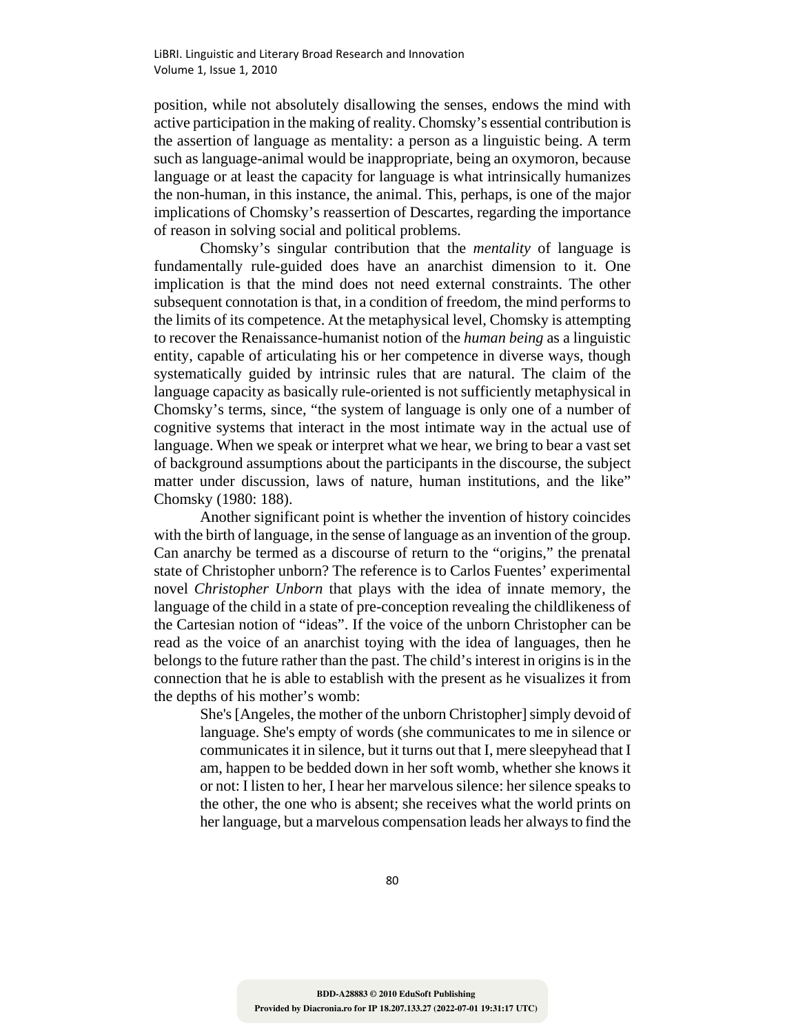position, while not absolutely disallowing the senses, endows the mind with active participation in the making of reality. Chomsky's essential contribution is the assertion of language as mentality: a person as a linguistic being. A term such as language-animal would be inappropriate, being an oxymoron, because language or at least the capacity for language is what intrinsically humanizes the non-human, in this instance, the animal. This, perhaps, is one of the major implications of Chomsky's reassertion of Descartes, regarding the importance of reason in solving social and political problems.

Chomsky's singular contribution that the *mentality* of language is fundamentally rule-guided does have an anarchist dimension to it. One implication is that the mind does not need external constraints. The other subsequent connotation is that, in a condition of freedom, the mind performs to the limits of its competence. At the metaphysical level, Chomsky is attempting to recover the Renaissance-humanist notion of the *human being* as a linguistic entity, capable of articulating his or her competence in diverse ways, though systematically guided by intrinsic rules that are natural. The claim of the language capacity as basically rule-oriented is not sufficiently metaphysical in Chomsky's terms, since, "the system of language is only one of a number of cognitive systems that interact in the most intimate way in the actual use of language. When we speak or interpret what we hear, we bring to bear a vast set of background assumptions about the participants in the discourse, the subject matter under discussion, laws of nature, human institutions, and the like" Chomsky (1980: 188).

Another significant point is whether the invention of history coincides with the birth of language, in the sense of language as an invention of the group. Can anarchy be termed as a discourse of return to the "origins," the prenatal state of Christopher unborn? The reference is to Carlos Fuentes' experimental novel *Christopher Unborn* that plays with the idea of innate memory, the language of the child in a state of pre-conception revealing the childlikeness of the Cartesian notion of "ideas". If the voice of the unborn Christopher can be read as the voice of an anarchist toying with the idea of languages, then he belongs to the future rather than the past. The child's interest in origins is in the connection that he is able to establish with the present as he visualizes it from the depths of his mother's womb:

> She's [Angeles, the mother of the unborn Christopher] simply devoid of language. She's empty of words (she communicates to me in silence or communicates it in silence, but it turns out that I, mere sleepyhead that I am, happen to be bedded down in her soft womb, whether she knows it or not: I listen to her, I hear her marvelous silence: her silence speaks to the other, the one who is absent; she receives what the world prints on her language, but a marvelous compensation leads her always to find the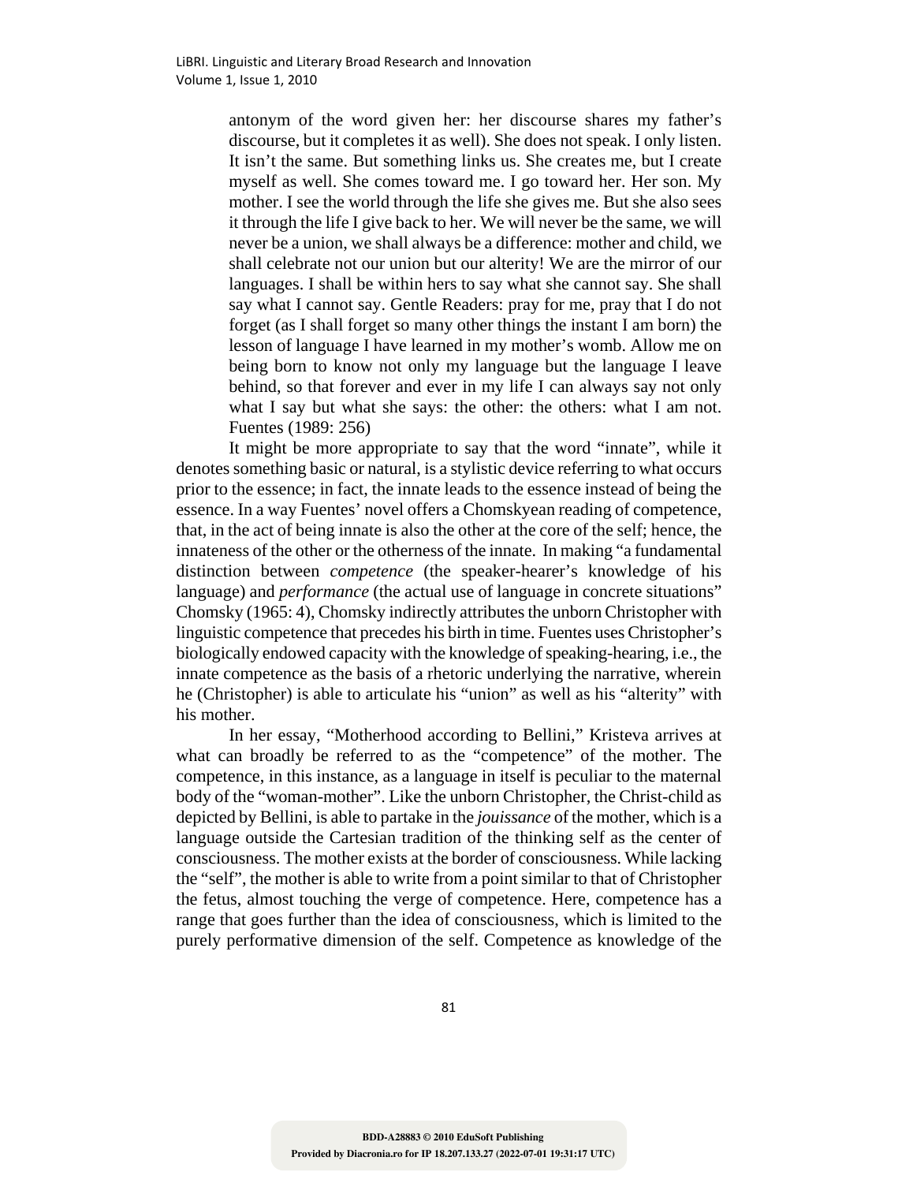> antonym of the word given her: her discourse shares my father's discourse, but it completes it as well). She does not speak. I only listen. It isn't the same. But something links us. She creates me, but I create myself as well. She comes toward me. I go toward her. Her son. My mother. I see the world through the life she gives me. But she also sees it through the life I give back to her. We will never be the same, we will never be a union, we shall always be a difference: mother and child, we shall celebrate not our union but our alterity! We are the mirror of our languages. I shall be within hers to say what she cannot say. She shall say what I cannot say. Gentle Readers: pray for me, pray that I do not forget (as I shall forget so many other things the instant I am born) the lesson of language I have learned in my mother's womb. Allow me on being born to know not only my language but the language I leave behind, so that forever and ever in my life I can always say not only what I say but what she says: the other: the others: what I am not. Fuentes (1989: 256)

It might be more appropriate to say that the word "innate", while it denotes something basic or natural, is a stylistic device referring to what occurs prior to the essence; in fact, the innate leads to the essence instead of being the essence. In a way Fuentes' novel offers a Chomskyean reading of competence, that, in the act of being innate is also the other at the core of the self; hence, the innateness of the other or the otherness of the innate. In making "a fundamental distinction between *competence* (the speaker-hearer's knowledge of his language) and *performance* (the actual use of language in concrete situations" Chomsky (1965: 4), Chomsky indirectly attributes the unborn Christopher with linguistic competence that precedes his birth in time. Fuentes uses Christopher's biologically endowed capacity with the knowledge of speaking-hearing, i.e., the innate competence as the basis of a rhetoric underlying the narrative, wherein he (Christopher) is able to articulate his "union" as well as his "alterity" with his mother.

In her essay, "Motherhood according to Bellini," Kristeva arrives at what can broadly be referred to as the "competence" of the mother. The competence, in this instance, as a language in itself is peculiar to the maternal body of the "woman-mother". Like the unborn Christopher, the Christ-child as depicted by Bellini, is able to partake in the *jouissance* of the mother, which is a language outside the Cartesian tradition of the thinking self as the center of consciousness. The mother exists at the border of consciousness. While lacking the "self", the mother is able to write from a point similar to that of Christopher the fetus, almost touching the verge of competence. Here, competence has a range that goes further than the idea of consciousness, which is limited to the purely performative dimension of the self. Competence as knowledge of the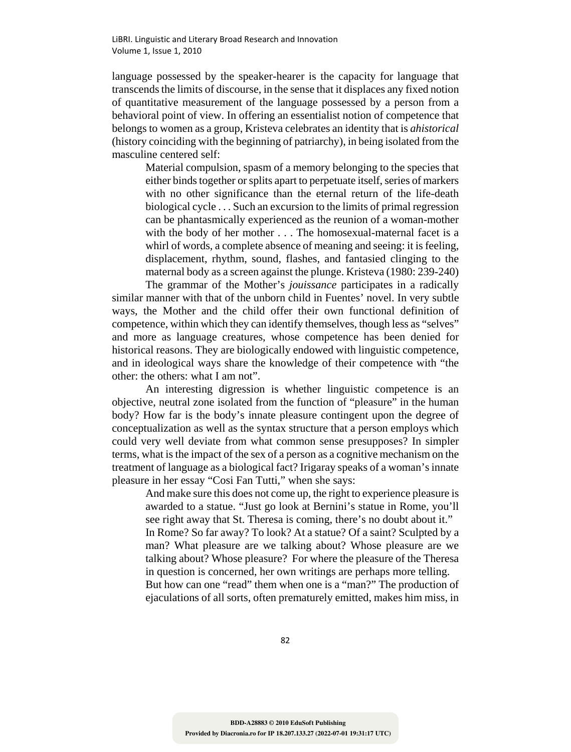language possessed by the speaker-hearer is the capacity for language that transcends the limits of discourse, in the sense that it displaces any fixed notion of quantitative measurement of the language possessed by a person from a behavioral point of view. In offering an essentialist notion of competence that belongs to women as a group, Kristeva celebrates an identity that is *ahistorical* (history coinciding with the beginning of patriarchy), in being isolated from the masculine centered self:

> Material compulsion, spasm of a memory belonging to the species that either binds together or splits apart to perpetuate itself, series of markers with no other significance than the eternal return of the life-death biological cycle . . . Such an excursion to the limits of primal regression can be phantasmically experienced as the reunion of a woman-mother with the body of her mother . . . The homosexual-maternal facet is a whirl of words, a complete absence of meaning and seeing: it is feeling, displacement, rhythm, sound, flashes, and fantasied clinging to the maternal body as a screen against the plunge. Kristeva (1980: 239-240)

The grammar of the Mother's *jouissance* participates in a radically similar manner with that of the unborn child in Fuentes' novel. In very subtle ways, the Mother and the child offer their own functional definition of competence, within which they can identify themselves, though less as "selves" and more as language creatures, whose competence has been denied for historical reasons. They are biologically endowed with linguistic competence, and in ideological ways share the knowledge of their competence with "the other: the others: what I am not".

An interesting digression is whether linguistic competence is an objective, neutral zone isolated from the function of "pleasure" in the human body? How far is the body's innate pleasure contingent upon the degree of conceptualization as well as the syntax structure that a person employs which could very well deviate from what common sense presupposes? In simpler terms, what is the impact of the sex of a person as a cognitive mechanism on the treatment of language as a biological fact? Irigaray speaks of a woman's innate pleasure in her essay "Cosi Fan Tutti," when she says:

> And make sure this does not come up, the right to experience pleasure is awarded to a statue. "Just go look at Bernini's statue in Rome, you'll see right away that St. Theresa is coming, there's no doubt about it."
> In Rome? So far away? To look? At a statue? Of a saint? Sculpted by a man? What pleasure are we talking about? Whose pleasure are we talking about? Whose pleasure? For where the pleasure of the Theresa in question is concerned, her own writings are perhaps more telling.
> But how can one "read" them when one is a "man?" The production of ejaculations of all sorts, often prematurely emitted, makes him miss, in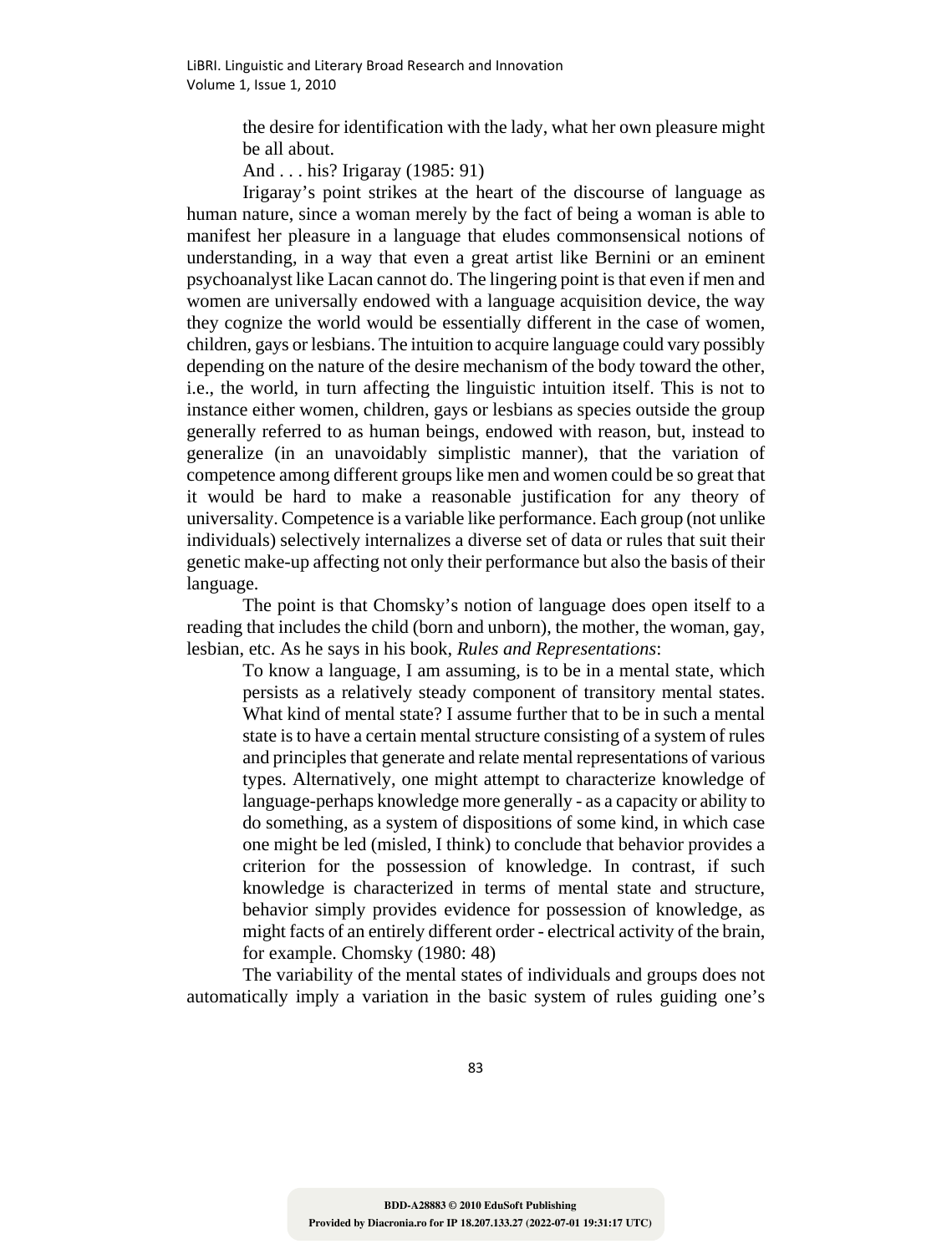> the desire for identification with the lady, what her own pleasure might be all about.
>
> And . . . his? Irigaray (1985: 91)

Irigaray's point strikes at the heart of the discourse of language as human nature, since a woman merely by the fact of being a woman is able to manifest her pleasure in a language that eludes commonsensical notions of understanding, in a way that even a great artist like Bernini or an eminent psychoanalyst like Lacan cannot do. The lingering point is that even if men and women are universally endowed with a language acquisition device, the way they cognize the world would be essentially different in the case of women, children, gays or lesbians. The intuition to acquire language could vary possibly depending on the nature of the desire mechanism of the body toward the other, i.e., the world, in turn affecting the linguistic intuition itself. This is not to instance either women, children, gays or lesbians as species outside the group generally referred to as human beings, endowed with reason, but, instead to generalize (in an unavoidably simplistic manner), that the variation of competence among different groups like men and women could be so great that it would be hard to make a reasonable justification for any theory of universality. Competence is a variable like performance. Each group (not unlike individuals) selectively internalizes a diverse set of data or rules that suit their genetic make-up affecting not only their performance but also the basis of their language.

The point is that Chomsky's notion of language does open itself to a reading that includes the child (born and unborn), the mother, the woman, gay, lesbian, etc. As he says in his book, *Rules and Representations*:

> To know a language, I am assuming, is to be in a mental state, which persists as a relatively steady component of transitory mental states. What kind of mental state? I assume further that to be in such a mental state is to have a certain mental structure consisting of a system of rules and principles that generate and relate mental representations of various types. Alternatively, one might attempt to characterize knowledge of language-perhaps knowledge more generally - as a capacity or ability to do something, as a system of dispositions of some kind, in which case one might be led (misled, I think) to conclude that behavior provides a criterion for the possession of knowledge. In contrast, if such knowledge is characterized in terms of mental state and structure, behavior simply provides evidence for possession of knowledge, as might facts of an entirely different order - electrical activity of the brain, for example. Chomsky (1980: 48)

The variability of the mental states of individuals and groups does not automatically imply a variation in the basic system of rules guiding one's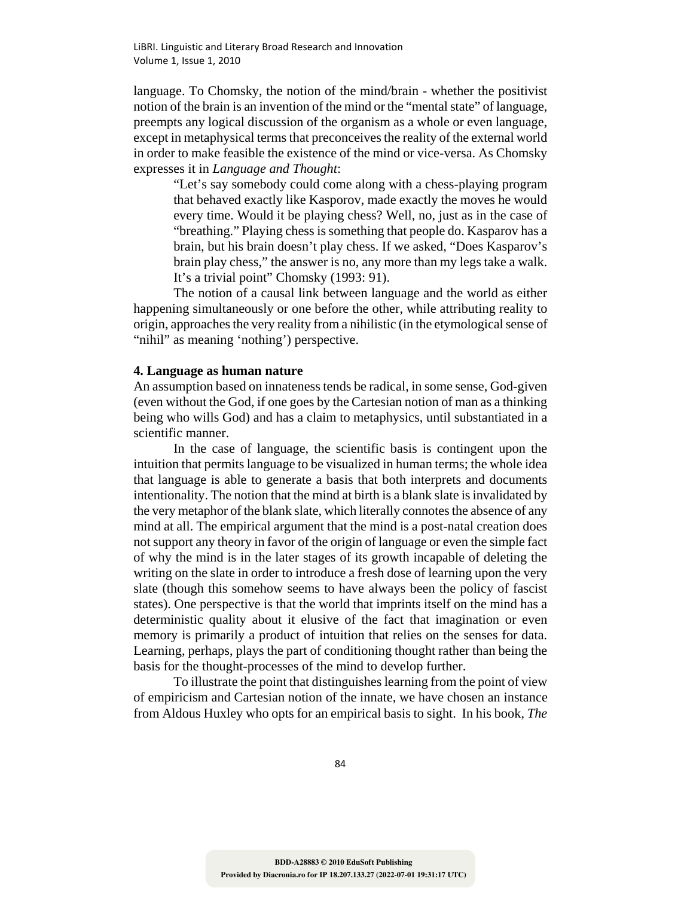language. To Chomsky, the notion of the mind/brain - whether the positivist notion of the brain is an invention of the mind or the "mental state" of language, preempts any logical discussion of the organism as a whole or even language, except in metaphysical terms that preconceives the reality of the external world in order to make feasible the existence of the mind or vice-versa. As Chomsky expresses it in *Language and Thought*:

> "Let's say somebody could come along with a chess-playing program that behaved exactly like Kasporov, made exactly the moves he would every time. Would it be playing chess? Well, no, just as in the case of "breathing." Playing chess is something that people do. Kasparov has a brain, but his brain doesn't play chess. If we asked, "Does Kasparov's brain play chess," the answer is no, any more than my legs take a walk. It's a trivial point" Chomsky (1993: 91).

The notion of a causal link between language and the world as either happening simultaneously or one before the other, while attributing reality to origin, approaches the very reality from a nihilistic (in the etymological sense of "nihil" as meaning 'nothing') perspective.

## 4. Language as human nature

An assumption based on innateness tends be radical, in some sense, God-given (even without the God, if one goes by the Cartesian notion of man as a thinking being who wills God) and has a claim to metaphysics, until substantiated in a scientific manner.

In the case of language, the scientific basis is contingent upon the intuition that permits language to be visualized in human terms; the whole idea that language is able to generate a basis that both interprets and documents intentionality. The notion that the mind at birth is a blank slate is invalidated by the very metaphor of the blank slate, which literally connotes the absence of any mind at all. The empirical argument that the mind is a post-natal creation does not support any theory in favor of the origin of language or even the simple fact of why the mind is in the later stages of its growth incapable of deleting the writing on the slate in order to introduce a fresh dose of learning upon the very slate (though this somehow seems to have always been the policy of fascist states). One perspective is that the world that imprints itself on the mind has a deterministic quality about it elusive of the fact that imagination or even memory is primarily a product of intuition that relies on the senses for data. Learning, perhaps, plays the part of conditioning thought rather than being the basis for the thought-processes of the mind to develop further.

To illustrate the point that distinguishes learning from the point of view of empiricism and Cartesian notion of the innate, we have chosen an instance from Aldous Huxley who opts for an empirical basis to sight. In his book, *The*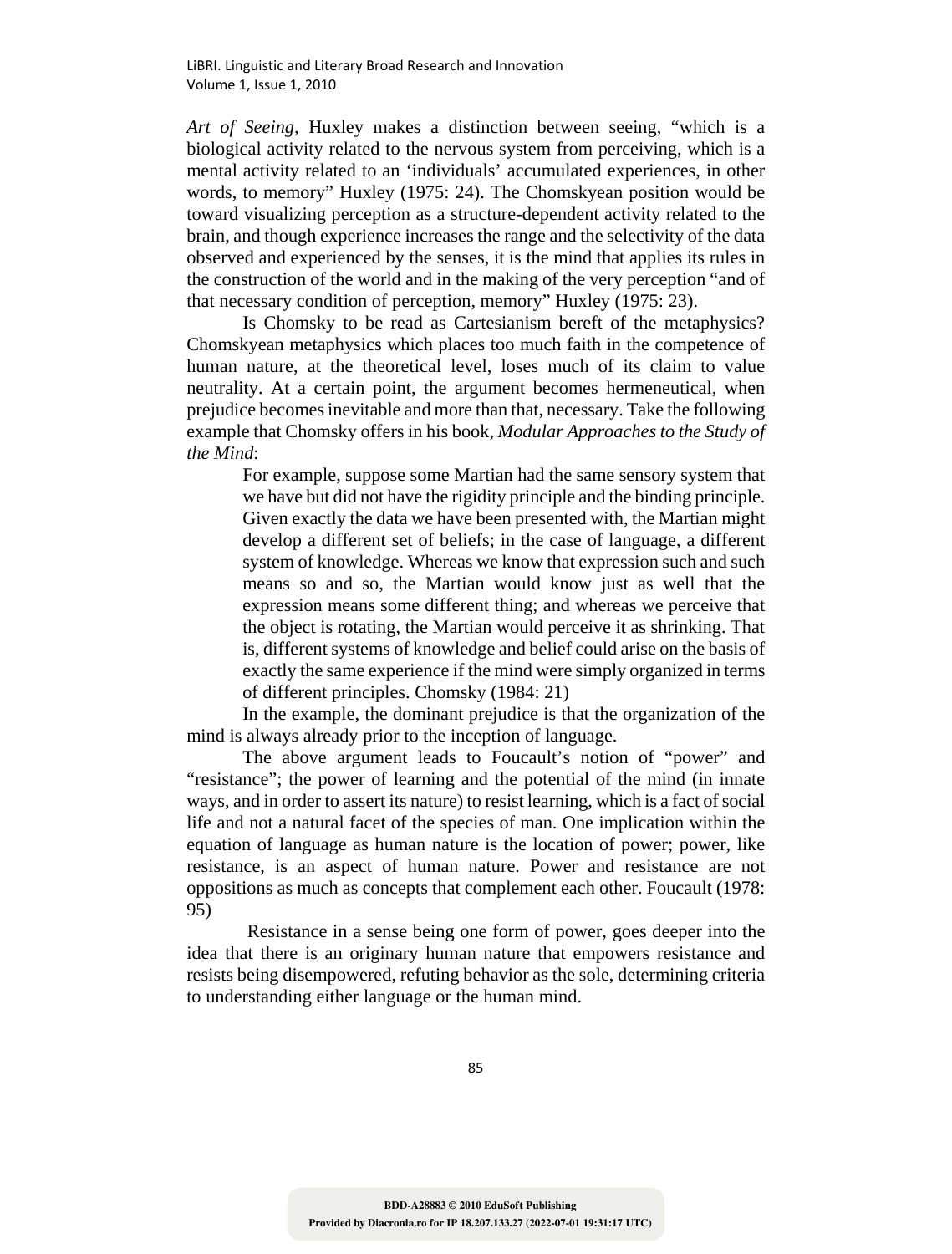*Art of Seeing,* Huxley makes a distinction between seeing, "which is a biological activity related to the nervous system from perceiving, which is a mental activity related to an 'individuals' accumulated experiences, in other words, to memory" Huxley (1975: 24). The Chomskyean position would be toward visualizing perception as a structure-dependent activity related to the brain, and though experience increases the range and the selectivity of the data observed and experienced by the senses, it is the mind that applies its rules in the construction of the world and in the making of the very perception "and of that necessary condition of perception, memory" Huxley (1975: 23).

Is Chomsky to be read as Cartesianism bereft of the metaphysics? Chomskyean metaphysics which places too much faith in the competence of human nature, at the theoretical level, loses much of its claim to value neutrality. At a certain point, the argument becomes hermeneutical, when prejudice becomes inevitable and more than that, necessary. Take the following example that Chomsky offers in his book, *Modular Approaches to the Study of the Mind*:

> For example, suppose some Martian had the same sensory system that we have but did not have the rigidity principle and the binding principle. Given exactly the data we have been presented with, the Martian might develop a different set of beliefs; in the case of language, a different system of knowledge. Whereas we know that expression such and such means so and so, the Martian would know just as well that the expression means some different thing; and whereas we perceive that the object is rotating, the Martian would perceive it as shrinking. That is, different systems of knowledge and belief could arise on the basis of exactly the same experience if the mind were simply organized in terms of different principles. Chomsky (1984: 21)

In the example, the dominant prejudice is that the organization of the mind is always already prior to the inception of language.

The above argument leads to Foucault's notion of "power" and "resistance"; the power of learning and the potential of the mind (in innate ways, and in order to assert its nature) to resist learning, which is a fact of social life and not a natural facet of the species of man. One implication within the equation of language as human nature is the location of power; power, like resistance, is an aspect of human nature. Power and resistance are not oppositions as much as concepts that complement each other. Foucault (1978: 95)

Resistance in a sense being one form of power, goes deeper into the idea that there is an originary human nature that empowers resistance and resists being disempowered, refuting behavior as the sole, determining criteria to understanding either language or the human mind.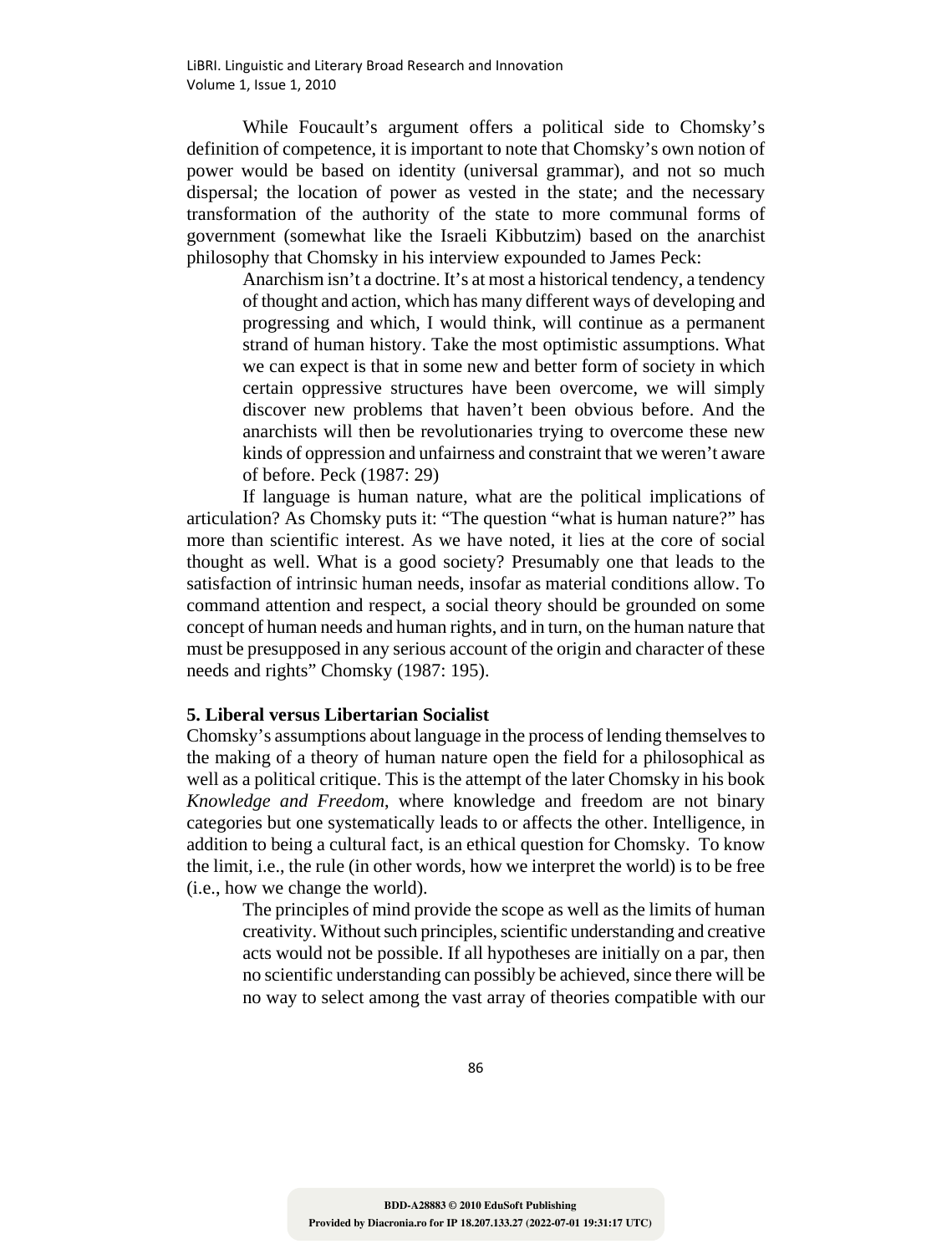While Foucault's argument offers a political side to Chomsky's definition of competence, it is important to note that Chomsky's own notion of power would be based on identity (universal grammar), and not so much dispersal; the location of power as vested in the state; and the necessary transformation of the authority of the state to more communal forms of government (somewhat like the Israeli Kibbutzim) based on the anarchist philosophy that Chomsky in his interview expounded to James Peck:

> Anarchism isn't a doctrine. It's at most a historical tendency, a tendency of thought and action, which has many different ways of developing and progressing and which, I would think, will continue as a permanent strand of human history. Take the most optimistic assumptions. What we can expect is that in some new and better form of society in which certain oppressive structures have been overcome, we will simply discover new problems that haven't been obvious before. And the anarchists will then be revolutionaries trying to overcome these new kinds of oppression and unfairness and constraint that we weren't aware of before. Peck (1987: 29)

If language is human nature, what are the political implications of articulation? As Chomsky puts it: "The question "what is human nature?" has more than scientific interest. As we have noted, it lies at the core of social thought as well. What is a good society? Presumably one that leads to the satisfaction of intrinsic human needs, insofar as material conditions allow. To command attention and respect, a social theory should be grounded on some concept of human needs and human rights, and in turn, on the human nature that must be presupposed in any serious account of the origin and character of these needs and rights" Chomsky (1987: 195).

## 5. Liberal versus Libertarian Socialist

Chomsky's assumptions about language in the process of lending themselves to the making of a theory of human nature open the field for a philosophical as well as a political critique. This is the attempt of the later Chomsky in his book *Knowledge and Freedom*, where knowledge and freedom are not binary categories but one systematically leads to or affects the other. Intelligence, in addition to being a cultural fact, is an ethical question for Chomsky. To know the limit, i.e., the rule (in other words, how we interpret the world) is to be free (i.e., how we change the world).

> The principles of mind provide the scope as well as the limits of human creativity. Without such principles, scientific understanding and creative acts would not be possible. If all hypotheses are initially on a par, then no scientific understanding can possibly be achieved, since there will be no way to select among the vast array of theories compatible with our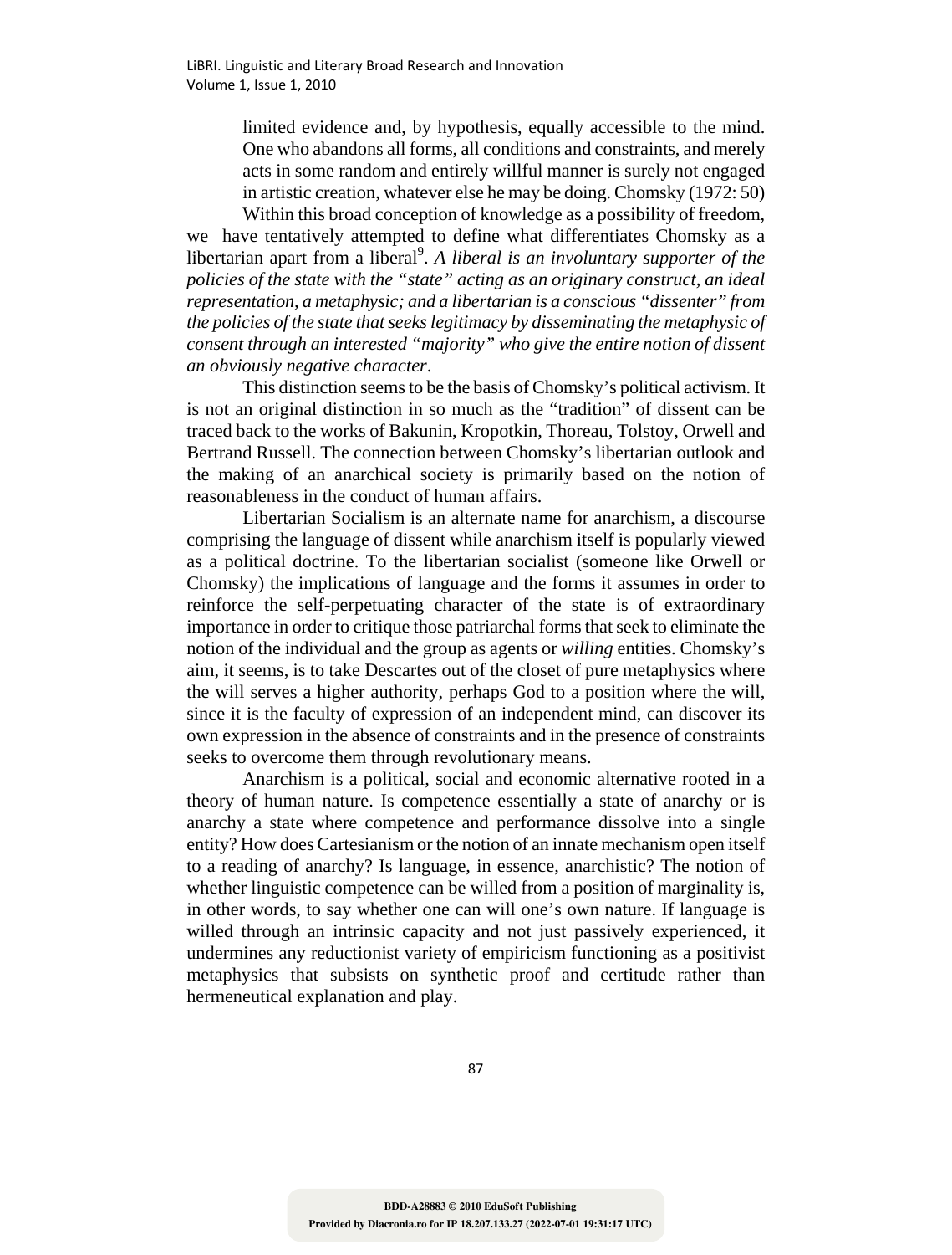> limited evidence and, by hypothesis, equally accessible to the mind. One who abandons all forms, all conditions and constraints, and merely acts in some random and entirely willful manner is surely not engaged in artistic creation, whatever else he may be doing. Chomsky (1972: 50)

Within this broad conception of knowledge as a possibility of freedom, we have tentatively attempted to define what differentiates Chomsky as a libertarian apart from a liberal[9]. *A liberal is an involuntary supporter of the policies of the state with the "state" acting as an originary construct, an ideal representation, a metaphysic; and a libertarian is a conscious "dissenter" from the policies of the state that seeks legitimacy by disseminating the metaphysic of consent through an interested "majority" who give the entire notion of dissent an obviously negative character*.

This distinction seems to be the basis of Chomsky's political activism. It is not an original distinction in so much as the "tradition" of dissent can be traced back to the works of Bakunin, Kropotkin, Thoreau, Tolstoy, Orwell and Bertrand Russell. The connection between Chomsky's libertarian outlook and the making of an anarchical society is primarily based on the notion of reasonableness in the conduct of human affairs.

Libertarian Socialism is an alternate name for anarchism, a discourse comprising the language of dissent while anarchism itself is popularly viewed as a political doctrine. To the libertarian socialist (someone like Orwell or Chomsky) the implications of language and the forms it assumes in order to reinforce the self-perpetuating character of the state is of extraordinary importance in order to critique those patriarchal forms that seek to eliminate the notion of the individual and the group as agents or *willing* entities. Chomsky's aim, it seems, is to take Descartes out of the closet of pure metaphysics where the will serves a higher authority, perhaps God to a position where the will, since it is the faculty of expression of an independent mind, can discover its own expression in the absence of constraints and in the presence of constraints seeks to overcome them through revolutionary means.

Anarchism is a political, social and economic alternative rooted in a theory of human nature. Is competence essentially a state of anarchy or is anarchy a state where competence and performance dissolve into a single entity? How does Cartesianism or the notion of an innate mechanism open itself to a reading of anarchy? Is language, in essence, anarchistic? The notion of whether linguistic competence can be willed from a position of marginality is, in other words, to say whether one can will one's own nature. If language is willed through an intrinsic capacity and not just passively experienced, it undermines any reductionist variety of empiricism functioning as a positivist metaphysics that subsists on synthetic proof and certitude rather than hermeneutical explanation and play.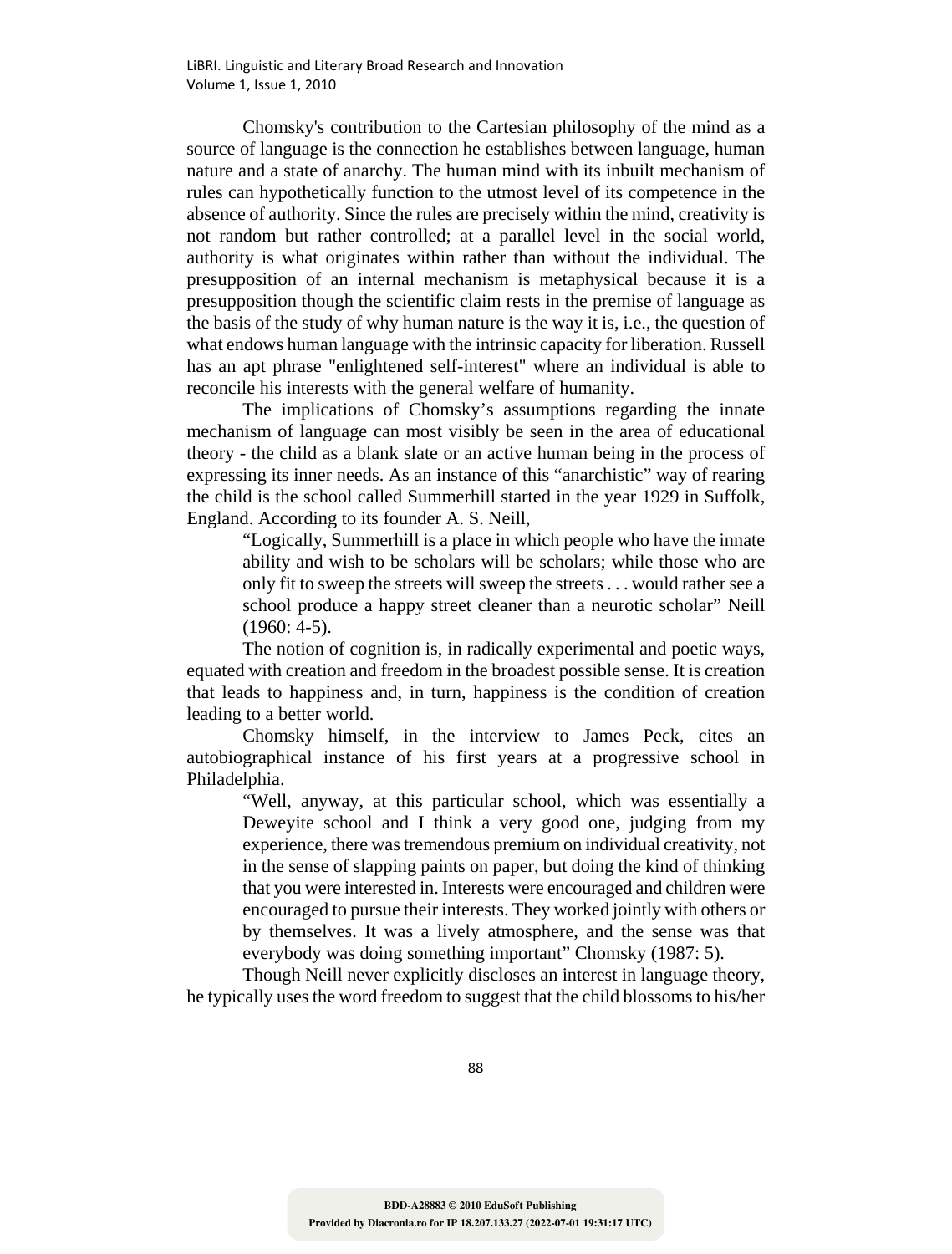Chomsky's contribution to the Cartesian philosophy of the mind as a source of language is the connection he establishes between language, human nature and a state of anarchy. The human mind with its inbuilt mechanism of rules can hypothetically function to the utmost level of its competence in the absence of authority. Since the rules are precisely within the mind, creativity is not random but rather controlled; at a parallel level in the social world, authority is what originates within rather than without the individual. The presupposition of an internal mechanism is metaphysical because it is a presupposition though the scientific claim rests in the premise of language as the basis of the study of why human nature is the way it is, i.e., the question of what endows human language with the intrinsic capacity for liberation. Russell has an apt phrase "enlightened self-interest" where an individual is able to reconcile his interests with the general welfare of humanity.

The implications of Chomsky's assumptions regarding the innate mechanism of language can most visibly be seen in the area of educational theory - the child as a blank slate or an active human being in the process of expressing its inner needs. As an instance of this "anarchistic" way of rearing the child is the school called Summerhill started in the year 1929 in Suffolk, England. According to its founder A. S. Neill,

> "Logically, Summerhill is a place in which people who have the innate ability and wish to be scholars will be scholars; while those who are only fit to sweep the streets will sweep the streets . . . would rather see a school produce a happy street cleaner than a neurotic scholar" Neill (1960: 4-5).

The notion of cognition is, in radically experimental and poetic ways, equated with creation and freedom in the broadest possible sense. It is creation that leads to happiness and, in turn, happiness is the condition of creation leading to a better world.

Chomsky himself, in the interview to James Peck, cites an autobiographical instance of his first years at a progressive school in Philadelphia.

> "Well, anyway, at this particular school, which was essentially a Deweyite school and I think a very good one, judging from my experience, there was tremendous premium on individual creativity, not in the sense of slapping paints on paper, but doing the kind of thinking that you were interested in. Interests were encouraged and children were encouraged to pursue their interests. They worked jointly with others or by themselves. It was a lively atmosphere, and the sense was that everybody was doing something important" Chomsky (1987: 5).

Though Neill never explicitly discloses an interest in language theory, he typically uses the word freedom to suggest that the child blossoms to his/her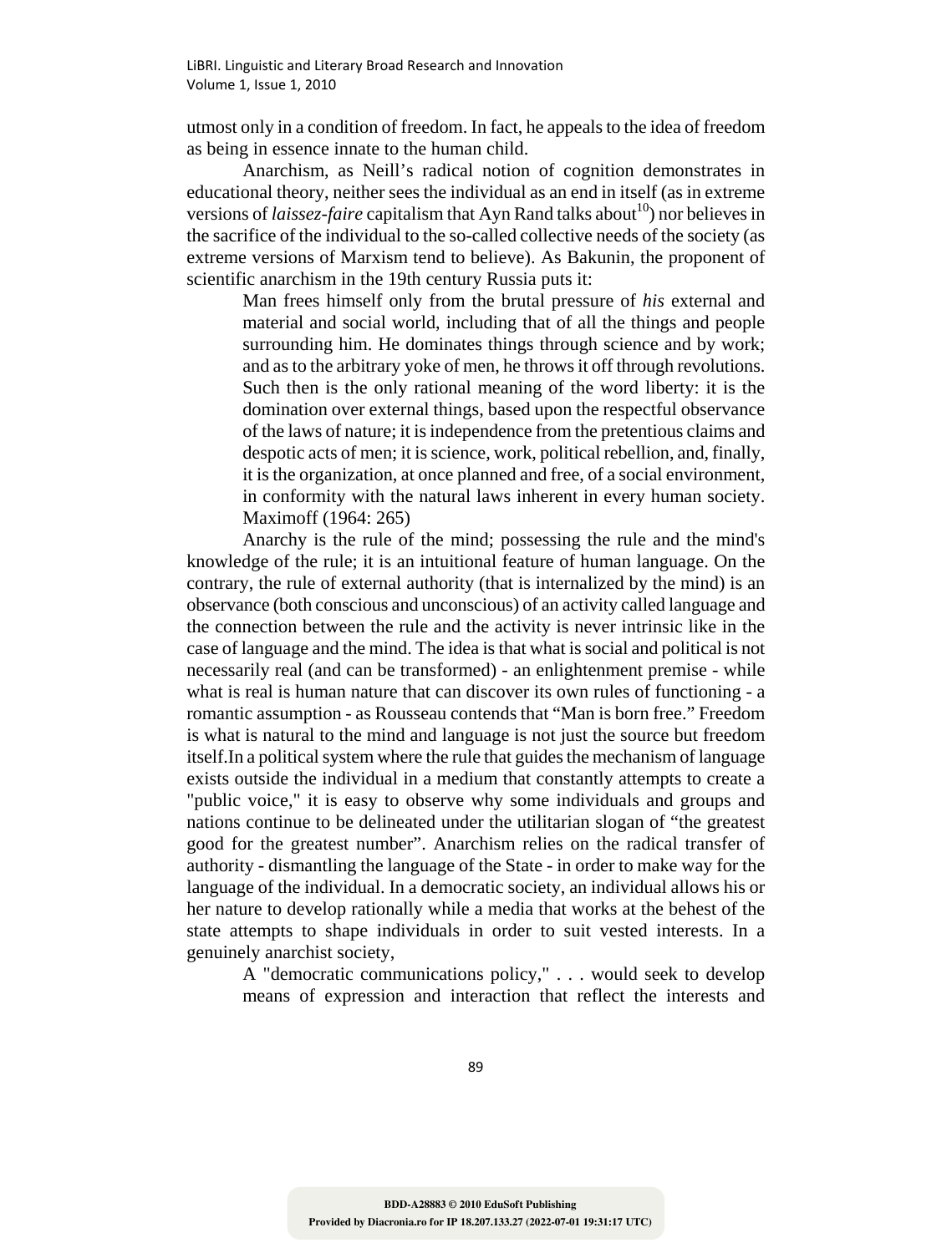utmost only in a condition of freedom. In fact, he appeals to the idea of freedom as being in essence innate to the human child.

Anarchism, as Neill's radical notion of cognition demonstrates in educational theory, neither sees the individual as an end in itself (as in extreme versions of *laissez-faire* capitalism that Ayn Rand talks about[10]) nor believes in the sacrifice of the individual to the so-called collective needs of the society (as extreme versions of Marxism tend to believe). As Bakunin, the proponent of scientific anarchism in the 19th century Russia puts it:

> Man frees himself only from the brutal pressure of *his* external and material and social world, including that of all the things and people surrounding him. He dominates things through science and by work; and as to the arbitrary yoke of men, he throws it off through revolutions. Such then is the only rational meaning of the word liberty: it is the domination over external things, based upon the respectful observance of the laws of nature; it is independence from the pretentious claims and despotic acts of men; it is science, work, political rebellion, and, finally, it is the organization, at once planned and free, of a social environment, in conformity with the natural laws inherent in every human society. Maximoff (1964: 265)

Anarchy is the rule of the mind; possessing the rule and the mind's knowledge of the rule; it is an intuitional feature of human language. On the contrary, the rule of external authority (that is internalized by the mind) is an observance (both conscious and unconscious) of an activity called language and the connection between the rule and the activity is never intrinsic like in the case of language and the mind. The idea is that what is social and political is not necessarily real (and can be transformed) - an enlightenment premise - while what is real is human nature that can discover its own rules of functioning - a romantic assumption - as Rousseau contends that "Man is born free." Freedom is what is natural to the mind and language is not just the source but freedom itself.In a political system where the rule that guides the mechanism of language exists outside the individual in a medium that constantly attempts to create a "public voice," it is easy to observe why some individuals and groups and nations continue to be delineated under the utilitarian slogan of "the greatest good for the greatest number". Anarchism relies on the radical transfer of authority - dismantling the language of the State - in order to make way for the language of the individual. In a democratic society, an individual allows his or her nature to develop rationally while a media that works at the behest of the state attempts to shape individuals in order to suit vested interests. In a genuinely anarchist society,

> A "democratic communications policy," . . . would seek to develop means of expression and interaction that reflect the interests and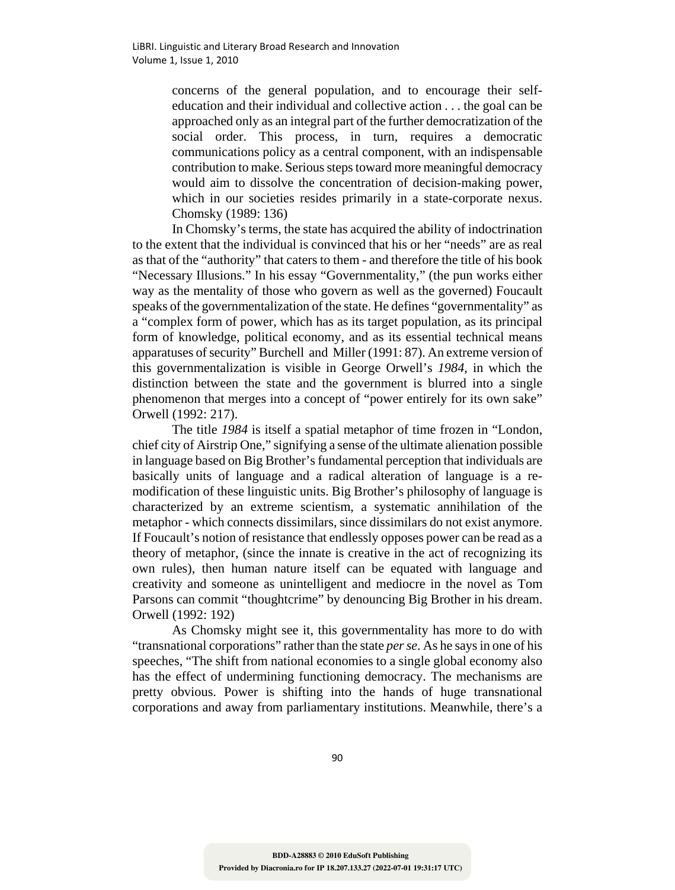> concerns of the general population, and to encourage their self-education and their individual and collective action . . . the goal can be approached only as an integral part of the further democratization of the social order. This process, in turn, requires a democratic communications policy as a central component, with an indispensable contribution to make. Serious steps toward more meaningful democracy would aim to dissolve the concentration of decision-making power, which in our societies resides primarily in a state-corporate nexus. Chomsky (1989: 136)

In Chomsky's terms, the state has acquired the ability of indoctrination to the extent that the individual is convinced that his or her "needs" are as real as that of the "authority" that caters to them - and therefore the title of his book "Necessary Illusions." In his essay "Governmentality," (the pun works either way as the mentality of those who govern as well as the governed) Foucault speaks of the governmentalization of the state. He defines "governmentality" as a "complex form of power, which has as its target population, as its principal form of knowledge, political economy, and as its essential technical means apparatuses of security" Burchell and Miller (1991: 87). An extreme version of this governmentalization is visible in George Orwell's *1984*, in which the distinction between the state and the government is blurred into a single phenomenon that merges into a concept of "power entirely for its own sake" Orwell (1992: 217).

The title *1984* is itself a spatial metaphor of time frozen in "London, chief city of Airstrip One," signifying a sense of the ultimate alienation possible in language based on Big Brother's fundamental perception that individuals are basically units of language and a radical alteration of language is a re-modification of these linguistic units. Big Brother's philosophy of language is characterized by an extreme scientism, a systematic annihilation of the metaphor - which connects dissimilars, since dissimilars do not exist anymore. If Foucault's notion of resistance that endlessly opposes power can be read as a theory of metaphor, (since the innate is creative in the act of recognizing its own rules), then human nature itself can be equated with language and creativity and someone as unintelligent and mediocre in the novel as Tom Parsons can commit "thoughtcrime" by denouncing Big Brother in his dream. Orwell (1992: 192)

As Chomsky might see it, this governmentality has more to do with "transnational corporations" rather than the state *per se*. As he says in one of his speeches, "The shift from national economies to a single global economy also has the effect of undermining functioning democracy. The mechanisms are pretty obvious. Power is shifting into the hands of huge transnational corporations and away from parliamentary institutions. Meanwhile, there's a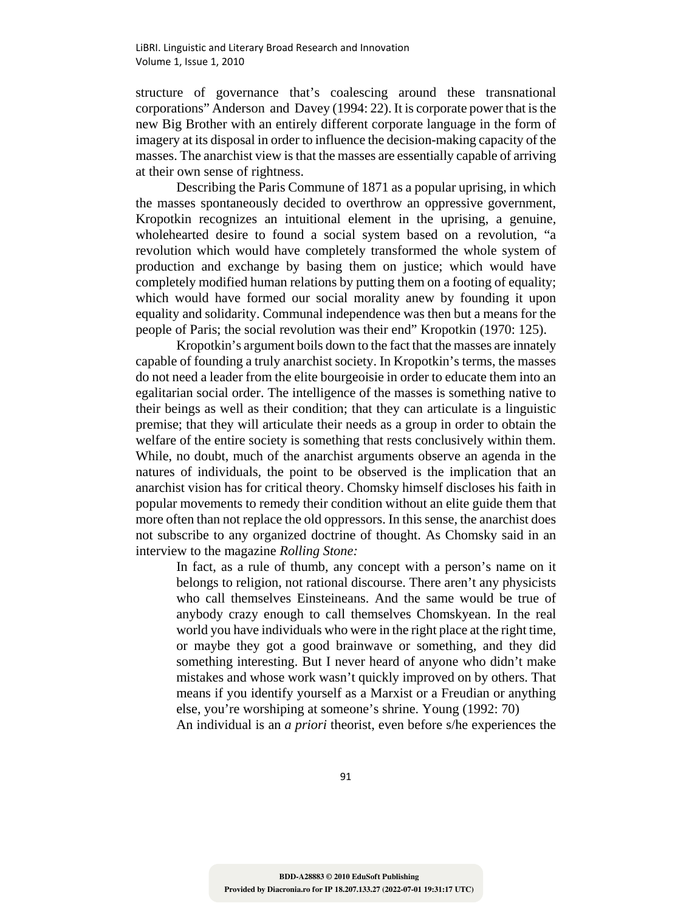structure of governance that's coalescing around these transnational corporations" Anderson and Davey (1994: 22). It is corporate power that is the new Big Brother with an entirely different corporate language in the form of imagery at its disposal in order to influence the decision-making capacity of the masses. The anarchist view is that the masses are essentially capable of arriving at their own sense of rightness.

Describing the Paris Commune of 1871 as a popular uprising, in which the masses spontaneously decided to overthrow an oppressive government, Kropotkin recognizes an intuitional element in the uprising, a genuine, wholehearted desire to found a social system based on a revolution, "a revolution which would have completely transformed the whole system of production and exchange by basing them on justice; which would have completely modified human relations by putting them on a footing of equality; which would have formed our social morality anew by founding it upon equality and solidarity. Communal independence was then but a means for the people of Paris; the social revolution was their end" Kropotkin (1970: 125).

Kropotkin's argument boils down to the fact that the masses are innately capable of founding a truly anarchist society. In Kropotkin's terms, the masses do not need a leader from the elite bourgeoisie in order to educate them into an egalitarian social order. The intelligence of the masses is something native to their beings as well as their condition; that they can articulate is a linguistic premise; that they will articulate their needs as a group in order to obtain the welfare of the entire society is something that rests conclusively within them. While, no doubt, much of the anarchist arguments observe an agenda in the natures of individuals, the point to be observed is the implication that an anarchist vision has for critical theory. Chomsky himself discloses his faith in popular movements to remedy their condition without an elite guide them that more often than not replace the old oppressors. In this sense, the anarchist does not subscribe to any organized doctrine of thought. As Chomsky said in an interview to the magazine *Rolling Stone:*

> In fact, as a rule of thumb, any concept with a person's name on it belongs to religion, not rational discourse. There aren't any physicists who call themselves Einsteineans. And the same would be true of anybody crazy enough to call themselves Chomskyean. In the real world you have individuals who were in the right place at the right time, or maybe they got a good brainwave or something, and they did something interesting. But I never heard of anyone who didn't make mistakes and whose work wasn't quickly improved on by others. That means if you identify yourself as a Marxist or a Freudian or anything else, you're worshiping at someone's shrine. Young (1992: 70)

An individual is an *a priori* theorist, even before s/he experiences the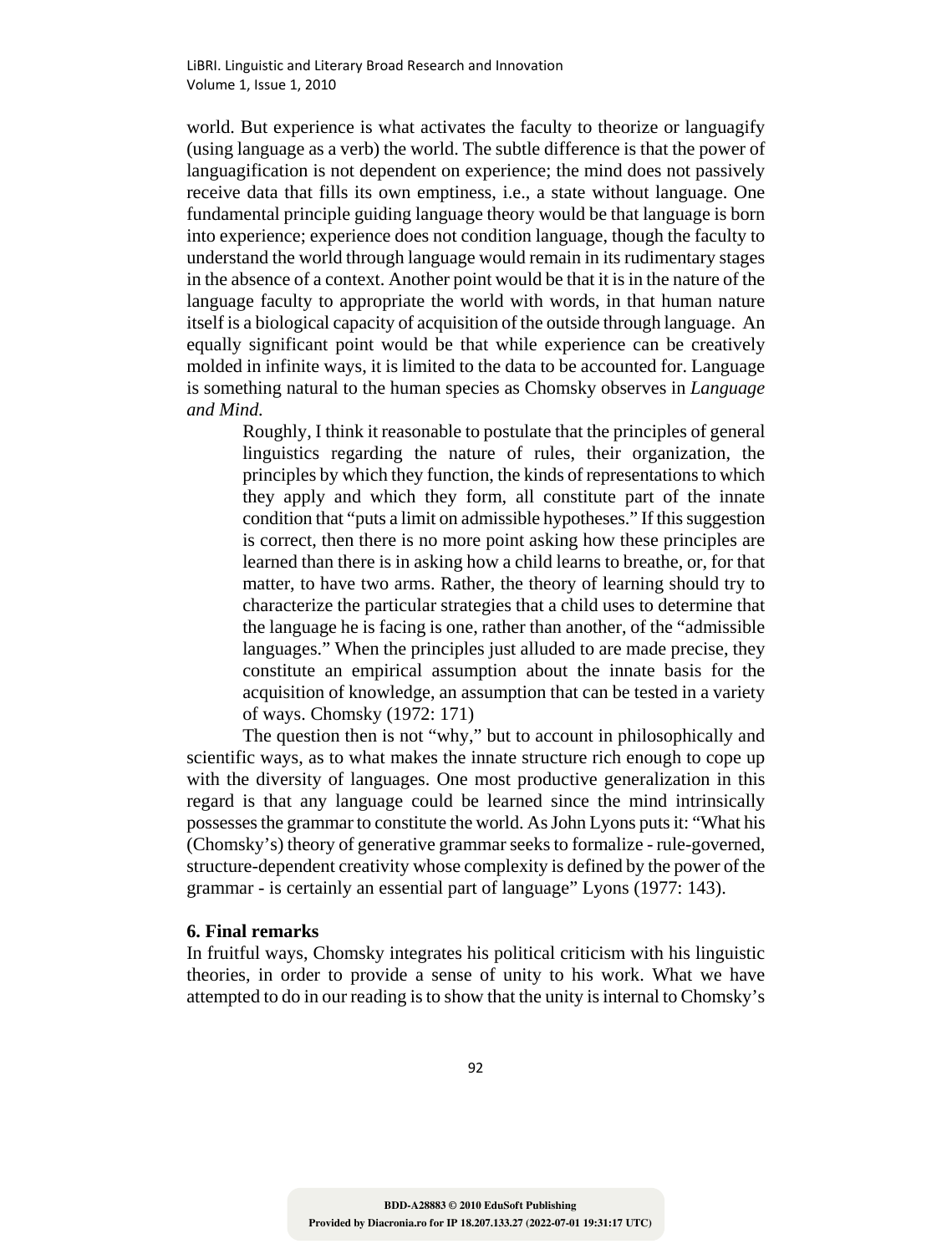world. But experience is what activates the faculty to theorize or languagify (using language as a verb) the world. The subtle difference is that the power of languagification is not dependent on experience; the mind does not passively receive data that fills its own emptiness, i.e., a state without language. One fundamental principle guiding language theory would be that language is born into experience; experience does not condition language, though the faculty to understand the world through language would remain in its rudimentary stages in the absence of a context. Another point would be that it is in the nature of the language faculty to appropriate the world with words, in that human nature itself is a biological capacity of acquisition of the outside through language. An equally significant point would be that while experience can be creatively molded in infinite ways, it is limited to the data to be accounted for. Language is something natural to the human species as Chomsky observes in *Language and Mind.*

> Roughly, I think it reasonable to postulate that the principles of general linguistics regarding the nature of rules, their organization, the principles by which they function, the kinds of representations to which they apply and which they form, all constitute part of the innate condition that "puts a limit on admissible hypotheses." If this suggestion is correct, then there is no more point asking how these principles are learned than there is in asking how a child learns to breathe, or, for that matter, to have two arms. Rather, the theory of learning should try to characterize the particular strategies that a child uses to determine that the language he is facing is one, rather than another, of the "admissible languages." When the principles just alluded to are made precise, they constitute an empirical assumption about the innate basis for the acquisition of knowledge, an assumption that can be tested in a variety of ways. Chomsky (1972: 171)

The question then is not "why," but to account in philosophically and scientific ways, as to what makes the innate structure rich enough to cope up with the diversity of languages. One most productive generalization in this regard is that any language could be learned since the mind intrinsically possesses the grammar to constitute the world. As John Lyons puts it: "What his (Chomsky's) theory of generative grammar seeks to formalize - rule-governed, structure-dependent creativity whose complexity is defined by the power of the grammar - is certainly an essential part of language" Lyons (1977: 143).

## 6. Final remarks

In fruitful ways, Chomsky integrates his political criticism with his linguistic theories, in order to provide a sense of unity to his work. What we have attempted to do in our reading is to show that the unity is internal to Chomsky's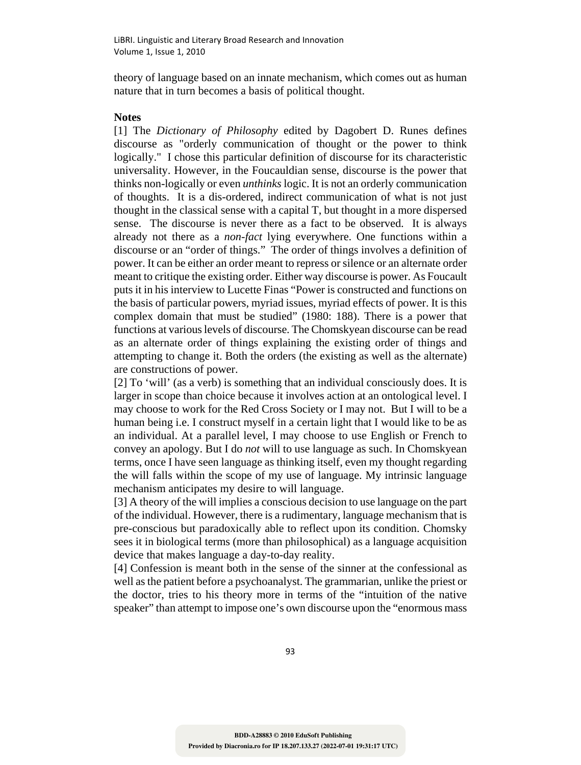theory of language based on an innate mechanism, which comes out as human nature that in turn becomes a basis of political thought.

**Notes**

[1] The *Dictionary of Philosophy* edited by Dagobert D. Runes defines discourse as "orderly communication of thought or the power to think logically." I chose this particular definition of discourse for its characteristic universality. However, in the Foucauldian sense, discourse is the power that thinks non-logically or even *unthinks* logic. It is not an orderly communication of thoughts. It is a dis-ordered, indirect communication of what is not just thought in the classical sense with a capital T, but thought in a more dispersed sense. The discourse is never there as a fact to be observed. It is always already not there as a *non-fact* lying everywhere. One functions within a discourse or an "order of things." The order of things involves a definition of power. It can be either an order meant to repress or silence or an alternate order meant to critique the existing order. Either way discourse is power. As Foucault puts it in his interview to Lucette Finas "Power is constructed and functions on the basis of particular powers, myriad issues, myriad effects of power. It is this complex domain that must be studied" (1980: 188). There is a power that functions at various levels of discourse. The Chomskyean discourse can be read as an alternate order of things explaining the existing order of things and attempting to change it. Both the orders (the existing as well as the alternate) are constructions of power.

[2] To 'will' (as a verb) is something that an individual consciously does. It is larger in scope than choice because it involves action at an ontological level. I may choose to work for the Red Cross Society or I may not. But I will to be a human being i.e. I construct myself in a certain light that I would like to be as an individual. At a parallel level, I may choose to use English or French to convey an apology. But I do *not* will to use language as such. In Chomskyean terms, once I have seen language as thinking itself, even my thought regarding the will falls within the scope of my use of language. My intrinsic language mechanism anticipates my desire to will language.

[3] A theory of the will implies a conscious decision to use language on the part of the individual. However, there is a rudimentary, language mechanism that is pre-conscious but paradoxically able to reflect upon its condition. Chomsky sees it in biological terms (more than philosophical) as a language acquisition device that makes language a day-to-day reality.

[4] Confession is meant both in the sense of the sinner at the confessional as well as the patient before a psychoanalyst. The grammarian, unlike the priest or the doctor, tries to his theory more in terms of the "intuition of the native speaker" than attempt to impose one's own discourse upon the "enormous mass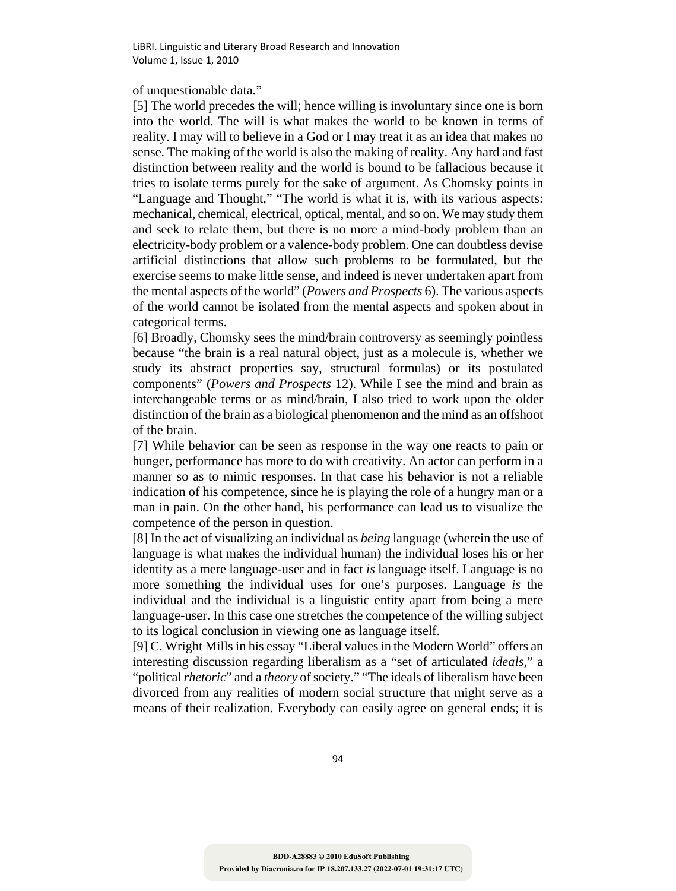of unquestionable data."

[5] The world precedes the will; hence willing is involuntary since one is born into the world. The will is what makes the world to be known in terms of reality. I may will to believe in a God or I may treat it as an idea that makes no sense. The making of the world is also the making of reality. Any hard and fast distinction between reality and the world is bound to be fallacious because it tries to isolate terms purely for the sake of argument. As Chomsky points in "Language and Thought," "The world is what it is, with its various aspects: mechanical, chemical, electrical, optical, mental, and so on. We may study them and seek to relate them, but there is no more a mind-body problem than an electricity-body problem or a valence-body problem. One can doubtless devise artificial distinctions that allow such problems to be formulated, but the exercise seems to make little sense, and indeed is never undertaken apart from the mental aspects of the world" (*Powers and Prospects* 6). The various aspects of the world cannot be isolated from the mental aspects and spoken about in categorical terms.

[6] Broadly, Chomsky sees the mind/brain controversy as seemingly pointless because "the brain is a real natural object, just as a molecule is, whether we study its abstract properties say, structural formulas) or its postulated components" (*Powers and Prospects* 12). While I see the mind and brain as interchangeable terms or as mind/brain, I also tried to work upon the older distinction of the brain as a biological phenomenon and the mind as an offshoot of the brain.

[7] While behavior can be seen as response in the way one reacts to pain or hunger, performance has more to do with creativity. An actor can perform in a manner so as to mimic responses. In that case his behavior is not a reliable indication of his competence, since he is playing the role of a hungry man or a man in pain. On the other hand, his performance can lead us to visualize the competence of the person in question.

[8] In the act of visualizing an individual as *being* language (wherein the use of language is what makes the individual human) the individual loses his or her identity as a mere language-user and in fact *is* language itself. Language is no more something the individual uses for one's purposes. Language *is* the individual and the individual is a linguistic entity apart from being a mere language-user. In this case one stretches the competence of the willing subject to its logical conclusion in viewing one as language itself.

[9] C. Wright Mills in his essay "Liberal values in the Modern World" offers an interesting discussion regarding liberalism as a "set of articulated *ideals*," a "political *rhetoric*" and a *theory* of society." "The ideals of liberalism have been divorced from any realities of modern social structure that might serve as a means of their realization. Everybody can easily agree on general ends; it is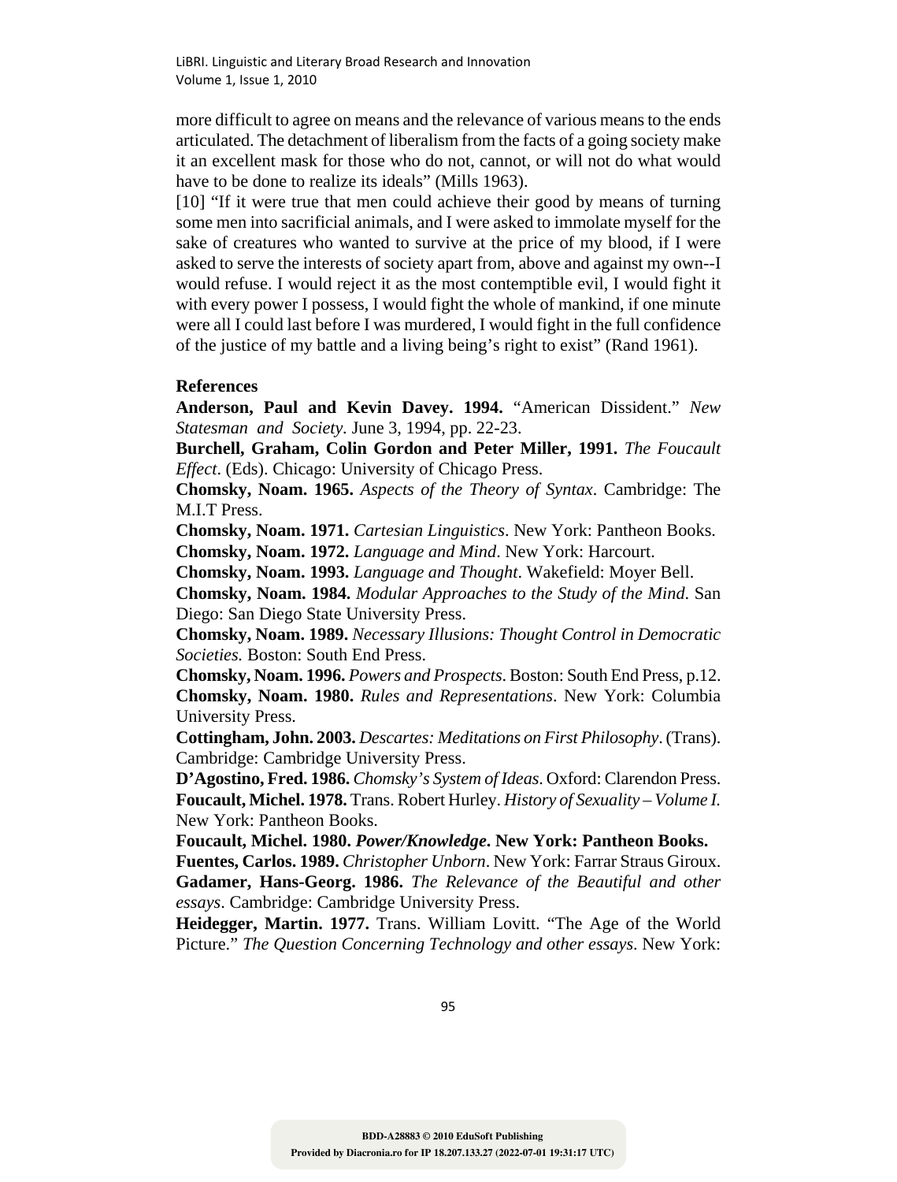more difficult to agree on means and the relevance of various means to the ends articulated. The detachment of liberalism from the facts of a going society make it an excellent mask for those who do not, cannot, or will not do what would have to be done to realize its ideals" (Mills 1963).

[10] "If it were true that men could achieve their good by means of turning some men into sacrificial animals, and I were asked to immolate myself for the sake of creatures who wanted to survive at the price of my blood, if I were asked to serve the interests of society apart from, above and against my own--I would refuse. I would reject it as the most contemptible evil, I would fight it with every power I possess, I would fight the whole of mankind, if one minute were all I could last before I was murdered, I would fight in the full confidence of the justice of my battle and a living being's right to exist" (Rand 1961).

**References**

**Anderson, Paul and Kevin Davey. 1994.** "American Dissident." *New Statesman and Society*. June 3, 1994, pp. 22-23.

**Burchell, Graham, Colin Gordon and Peter Miller, 1991.** *The Foucault Effect*. (Eds). Chicago: University of Chicago Press.

**Chomsky, Noam. 1965.** *Aspects of the Theory of Syntax*. Cambridge: The M.I.T Press.

**Chomsky, Noam. 1971.** *Cartesian Linguistics*. New York: Pantheon Books.

**Chomsky, Noam. 1972.** *Language and Mind*. New York: Harcourt.

**Chomsky, Noam. 1993.** *Language and Thought*. Wakefield: Moyer Bell.

**Chomsky, Noam. 1984.** *Modular Approaches to the Study of the Mind*. San Diego: San Diego State University Press.

**Chomsky, Noam. 1989.** *Necessary Illusions: Thought Control in Democratic Societies.* Boston: South End Press.

**Chomsky, Noam. 1996.** *Powers and Prospects*. Boston: South End Press, p.12.

**Chomsky, Noam. 1980.** *Rules and Representations*. New York: Columbia University Press.

**Cottingham, John. 2003.** *Descartes: Meditations on First Philosophy*. (Trans). Cambridge: Cambridge University Press.

**D'Agostino, Fred. 1986.** *Chomsky's System of Ideas*. Oxford: Clarendon Press.

**Foucault, Michel. 1978.** Trans. Robert Hurley. *History of Sexuality – Volume I.* New York: Pantheon Books.

**Foucault, Michel. 1980. *Power/Knowledge*. New York: Pantheon Books.**

**Fuentes, Carlos. 1989.** *Christopher Unborn*. New York: Farrar Straus Giroux.

**Gadamer, Hans-Georg. 1986.** *The Relevance of the Beautiful and other essays*. Cambridge: Cambridge University Press.

**Heidegger, Martin. 1977.** Trans. William Lovitt. "The Age of the World Picture." *The Question Concerning Technology and other essays*. New York: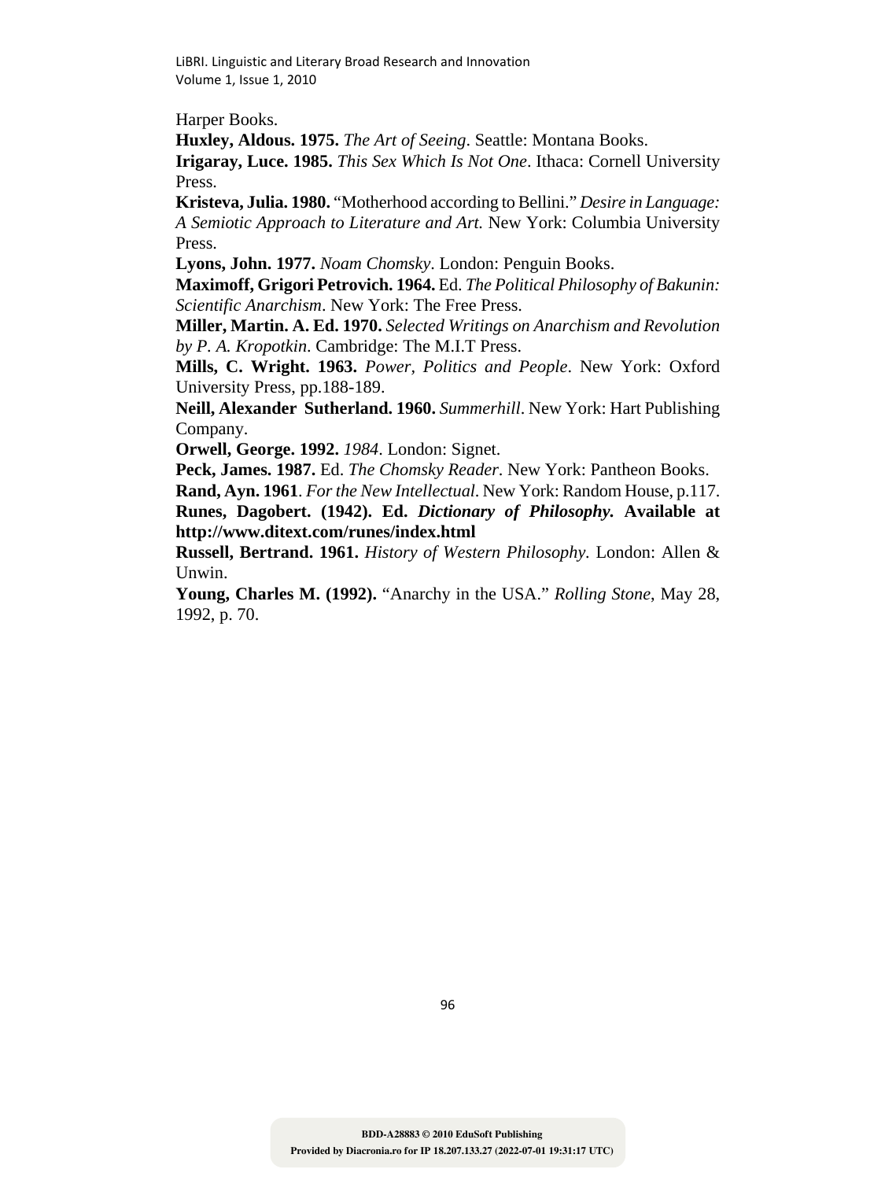Harper Books.

**Huxley, Aldous. 1975.** *The Art of Seeing*. Seattle: Montana Books.

**Irigaray, Luce. 1985.** *This Sex Which Is Not One*. Ithaca: Cornell University Press.

**Kristeva, Julia. 1980.** "Motherhood according to Bellini." *Desire in Language: A Semiotic Approach to Literature and Art.* New York: Columbia University Press.

**Lyons, John. 1977.** *Noam Chomsky*. London: Penguin Books.

**Maximoff, Grigori Petrovich. 1964.** Ed. *The Political Philosophy of Bakunin: Scientific Anarchism*. New York: The Free Press.

**Miller, Martin. A. Ed. 1970.** *Selected Writings on Anarchism and Revolution by P. A. Kropotkin*. Cambridge: The M.I.T Press.

**Mills, C. Wright. 1963.** *Power, Politics and People*. New York: Oxford University Press, pp.188-189.

**Neill, Alexander Sutherland. 1960.** *Summerhill*. New York: Hart Publishing Company.

**Orwell, George. 1992.** *1984*. London: Signet.

**Peck, James. 1987.** Ed. *The Chomsky Reader*. New York: Pantheon Books.

**Rand, Ayn. 1961**. *For the New Intellectual*. New York: Random House, p.117.

**Runes, Dagobert. (1942). Ed. *Dictionary of Philosophy.* Available at http://www.ditext.com/runes/index.html**

**Russell, Bertrand. 1961.** *History of Western Philosophy*. London: Allen & Unwin.

**Young, Charles M. (1992).** "Anarchy in the USA." *Rolling Stone*, May 28, 1992, p. 70.